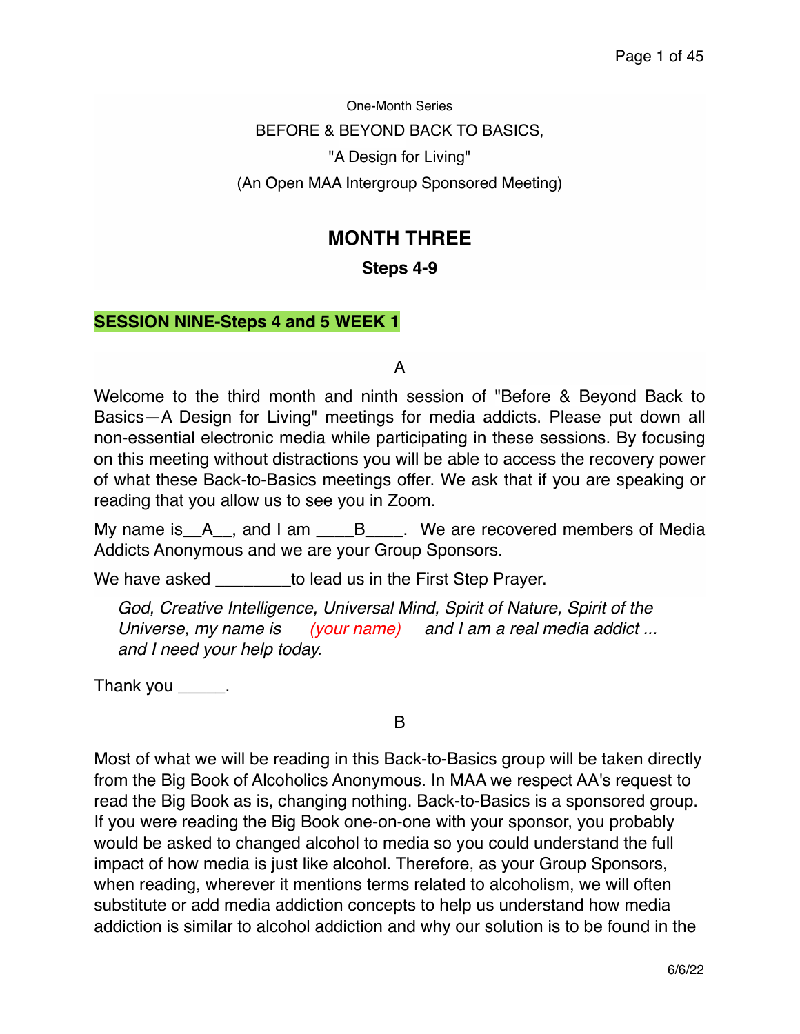One-Month Series

BEFORE & BEYOND BACK TO BASICS,

"A Design for Living"

(An Open MAA Intergroup Sponsored Meeting)

# MONTH THREE

## Steps 4-9

### SESSION NINE-Steps 4 and 5 WEEK 1

A

Welcome to the third month and ninth session of "Before & Beyond Back to Basics—A Design for Living" meetings for media addicts. Please put down all non-essential electronic media while participating in these sessions. By focusing on this meeting without distractions you will be able to access the recovery power of what these Back-to-Basics meetings offer. We ask that if you are speaking or reading that you allow us to see you in Zoom.

My name is__A__, and I am ____B____. We are recovered members of Media Addicts Anonymous and we are your Group Sponsors.

We have asked ________to lead us in the First Step Prayer.

> *God, Creative Intelligence, Universal Mind, Spirit of Nature, Spirit of the Universe, my name is ___(your name)___ and I am a real media addict ... and I need your help today.*

Thank you _____.

B

Most of what we will be reading in this Back-to-Basics group will be taken directly from the Big Book of Alcoholics Anonymous. In MAA we respect AA's request to read the Big Book as is, changing nothing. Back-to-Basics is a sponsored group. If you were reading the Big Book one-on-one with your sponsor, you probably would be asked to changed alcohol to media so you could understand the full impact of how media is just like alcohol. Therefore, as your Group Sponsors, when reading, wherever it mentions terms related to alcoholism, we will often substitute or add media addiction concepts to help us understand how media addiction is similar to alcohol addiction and why our solution is to be found in the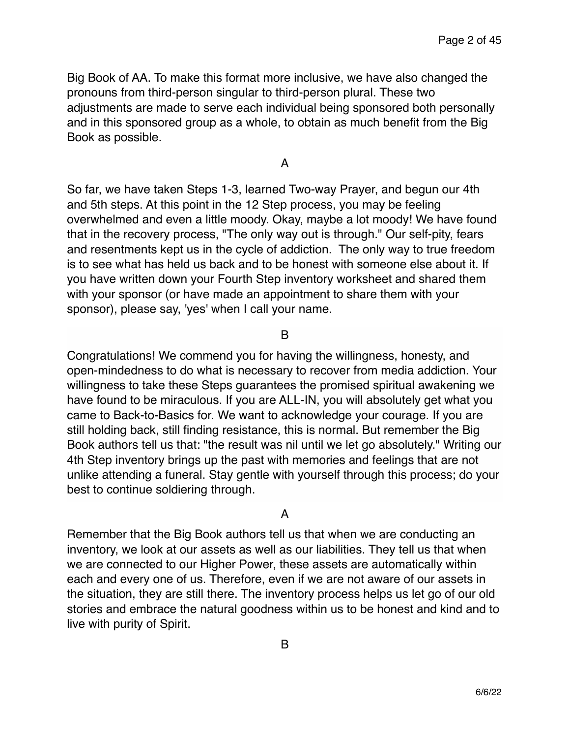Big Book of AA. To make this format more inclusive, we have also changed the pronouns from third-person singular to third-person plural. These two adjustments are made to serve each individual being sponsored both personally and in this sponsored group as a whole, to obtain as much benefit from the Big Book as possible.

A

So far, we have taken Steps 1-3, learned Two-way Prayer, and begun our 4th and 5th steps. At this point in the 12 Step process, you may be feeling overwhelmed and even a little moody. Okay, maybe a lot moody! We have found that in the recovery process, "The only way out is through." Our self-pity, fears and resentments kept us in the cycle of addiction. The only way to true freedom is to see what has held us back and to be honest with someone else about it. If you have written down your Fourth Step inventory worksheet and shared them with your sponsor (or have made an appointment to share them with your sponsor), please say, 'yes' when I call your name.

B

Congratulations! We commend you for having the willingness, honesty, and open-mindedness to do what is necessary to recover from media addiction. Your willingness to take these Steps guarantees the promised spiritual awakening we have found to be miraculous. If you are ALL-IN, you will absolutely get what you came to Back-to-Basics for. We want to acknowledge your courage. If you are still holding back, still finding resistance, this is normal. But remember the Big Book authors tell us that: "the result was nil until we let go absolutely." Writing our 4th Step inventory brings up the past with memories and feelings that are not unlike attending a funeral. Stay gentle with yourself through this process; do your best to continue soldiering through.

A

Remember that the Big Book authors tell us that when we are conducting an inventory, we look at our assets as well as our liabilities. They tell us that when we are connected to our Higher Power, these assets are automatically within each and every one of us. Therefore, even if we are not aware of our assets in the situation, they are still there. The inventory process helps us let go of our old stories and embrace the natural goodness within us to be honest and kind and to live with purity of Spirit.

B

6/6/22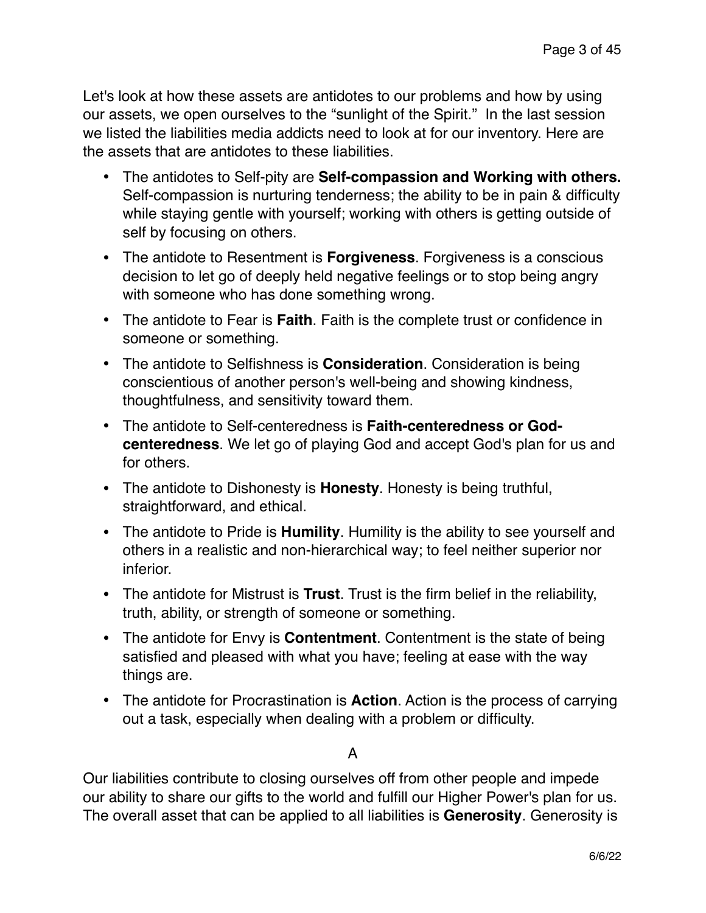Let's look at how these assets are antidotes to our problems and how by using our assets, we open ourselves to the "sunlight of the Spirit." In the last session we listed the liabilities media addicts need to look at for our inventory. Here are the assets that are antidotes to these liabilities.

- The antidotes to Self-pity are **Self-compassion and Working with others.** Self-compassion is nurturing tenderness; the ability to be in pain & difficulty while staying gentle with yourself; working with others is getting outside of self by focusing on others.
- The antidote to Resentment is **Forgiveness**. Forgiveness is a conscious decision to let go of deeply held negative feelings or to stop being angry with someone who has done something wrong.
- The antidote to Fear is **Faith**. Faith is the complete trust or confidence in someone or something.
- The antidote to Selfishness is **Consideration**. Consideration is being conscientious of another person's well-being and showing kindness, thoughtfulness, and sensitivity toward them.
- The antidote to Self-centeredness is **Faith-centeredness or God-centeredness**. We let go of playing God and accept God's plan for us and for others.
- The antidote to Dishonesty is **Honesty**. Honesty is being truthful, straightforward, and ethical.
- The antidote to Pride is **Humility**. Humility is the ability to see yourself and others in a realistic and non-hierarchical way; to feel neither superior nor inferior.
- The antidote for Mistrust is **Trust**. Trust is the firm belief in the reliability, truth, ability, or strength of someone or something.
- The antidote for Envy is **Contentment**. Contentment is the state of being satisfied and pleased with what you have; feeling at ease with the way things are.
- The antidote for Procrastination is **Action**. Action is the process of carrying out a task, especially when dealing with a problem or difficulty.

A

Our liabilities contribute to closing ourselves off from other people and impede our ability to share our gifts to the world and fulfill our Higher Power's plan for us. The overall asset that can be applied to all liabilities is **Generosity**. Generosity is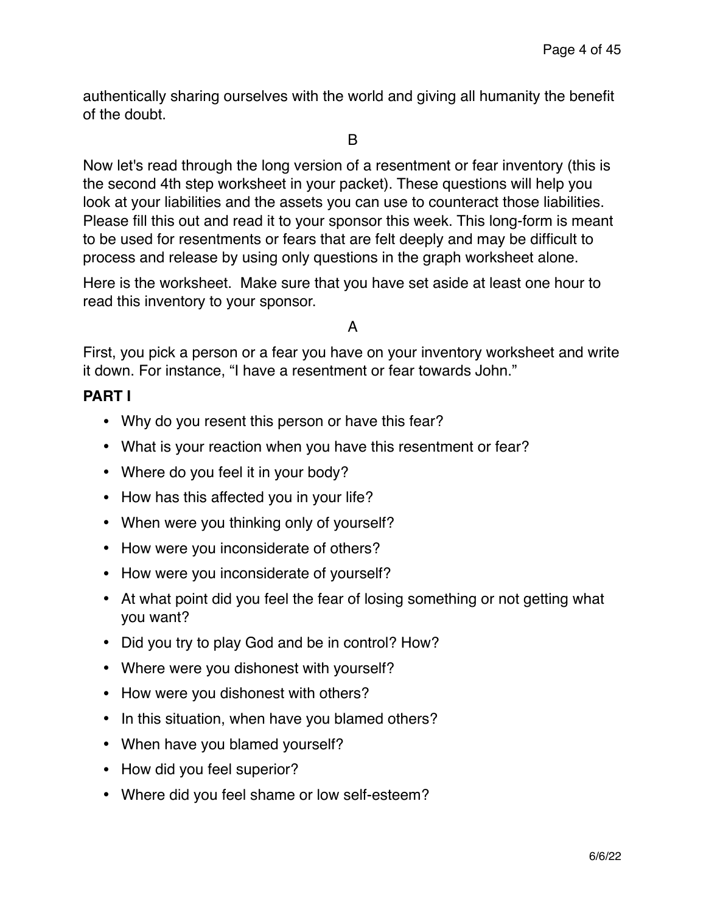authentically sharing ourselves with the world and giving all humanity the benefit of the doubt.

B

Now let's read through the long version of a resentment or fear inventory (this is the second 4th step worksheet in your packet). These questions will help you look at your liabilities and the assets you can use to counteract those liabilities. Please fill this out and read it to your sponsor this week. This long-form is meant to be used for resentments or fears that are felt deeply and may be difficult to process and release by using only questions in the graph worksheet alone.

Here is the worksheet. Make sure that you have set aside at least one hour to read this inventory to your sponsor.

A

First, you pick a person or a fear you have on your inventory worksheet and write it down. For instance, "I have a resentment or fear towards John."

**PART I**

- Why do you resent this person or have this fear?
- What is your reaction when you have this resentment or fear?
- Where do you feel it in your body?
- How has this affected you in your life?
- When were you thinking only of yourself?
- How were you inconsiderate of others?
- How were you inconsiderate of yourself?
- At what point did you feel the fear of losing something or not getting what you want?
- Did you try to play God and be in control? How?
- Where were you dishonest with yourself?
- How were you dishonest with others?
- In this situation, when have you blamed others?
- When have you blamed yourself?
- How did you feel superior?
- Where did you feel shame or low self-esteem?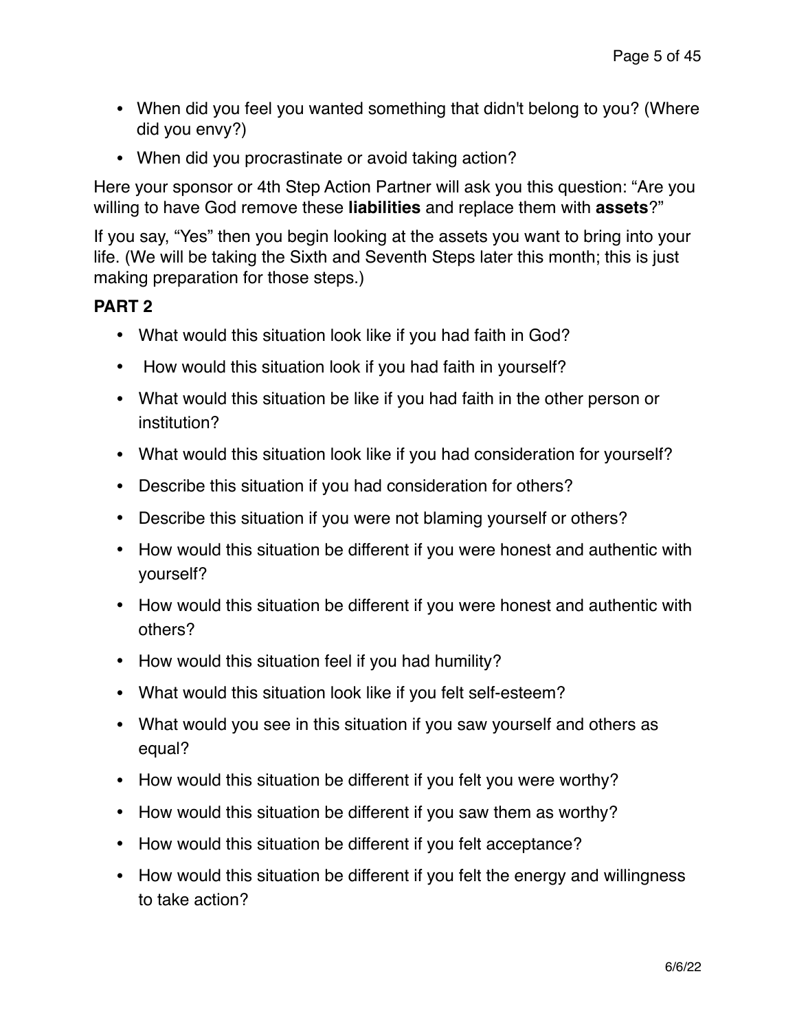- When did you feel you wanted something that didn't belong to you? (Where did you envy?)
- When did you procrastinate or avoid taking action?

Here your sponsor or 4th Step Action Partner will ask you this question: “Are you willing to have God remove these **liabilities** and replace them with **assets**?”

If you say, “Yes” then you begin looking at the assets you want to bring into your life. (We will be taking the Sixth and Seventh Steps later this month; this is just making preparation for those steps.)

**PART 2**

- What would this situation look like if you had faith in God?
- How would this situation look if you had faith in yourself?
- What would this situation be like if you had faith in the other person or institution?
- What would this situation look like if you had consideration for yourself?
- Describe this situation if you had consideration for others?
- Describe this situation if you were not blaming yourself or others?
- How would this situation be different if you were honest and authentic with yourself?
- How would this situation be different if you were honest and authentic with others?
- How would this situation feel if you had humility?
- What would this situation look like if you felt self-esteem?
- What would you see in this situation if you saw yourself and others as equal?
- How would this situation be different if you felt you were worthy?
- How would this situation be different if you saw them as worthy?
- How would this situation be different if you felt acceptance?
- How would this situation be different if you felt the energy and willingness to take action?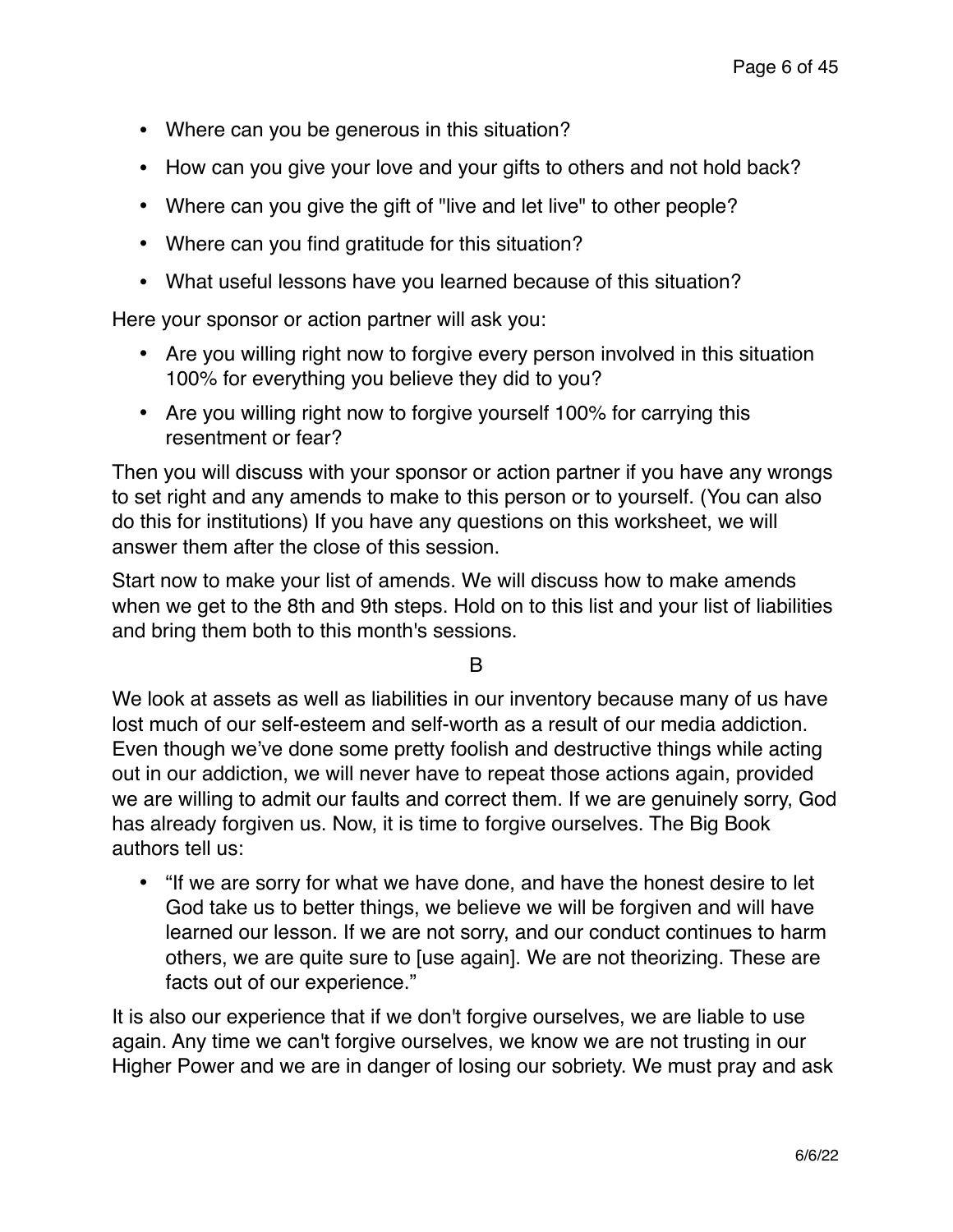- Where can you be generous in this situation?
- How can you give your love and your gifts to others and not hold back?
- Where can you give the gift of "live and let live" to other people?
- Where can you find gratitude for this situation?
- What useful lessons have you learned because of this situation?

Here your sponsor or action partner will ask you:

- Are you willing right now to forgive every person involved in this situation 100% for everything you believe they did to you?
- Are you willing right now to forgive yourself 100% for carrying this resentment or fear?

Then you will discuss with your sponsor or action partner if you have any wrongs to set right and any amends to make to this person or to yourself. (You can also do this for institutions) If you have any questions on this worksheet, we will answer them after the close of this session.

Start now to make your list of amends. We will discuss how to make amends when we get to the 8th and 9th steps. Hold on to this list and your list of liabilities and bring them both to this month's sessions.

B

We look at assets as well as liabilities in our inventory because many of us have lost much of our self-esteem and self-worth as a result of our media addiction. Even though we've done some pretty foolish and destructive things while acting out in our addiction, we will never have to repeat those actions again, provided we are willing to admit our faults and correct them. If we are genuinely sorry, God has already forgiven us. Now, it is time to forgive ourselves. The Big Book authors tell us:

- "If we are sorry for what we have done, and have the honest desire to let God take us to better things, we believe we will be forgiven and will have learned our lesson. If we are not sorry, and our conduct continues to harm others, we are quite sure to [use again]. We are not theorizing. These are facts out of our experience."

It is also our experience that if we don't forgive ourselves, we are liable to use again. Any time we can't forgive ourselves, we know we are not trusting in our Higher Power and we are in danger of losing our sobriety. We must pray and ask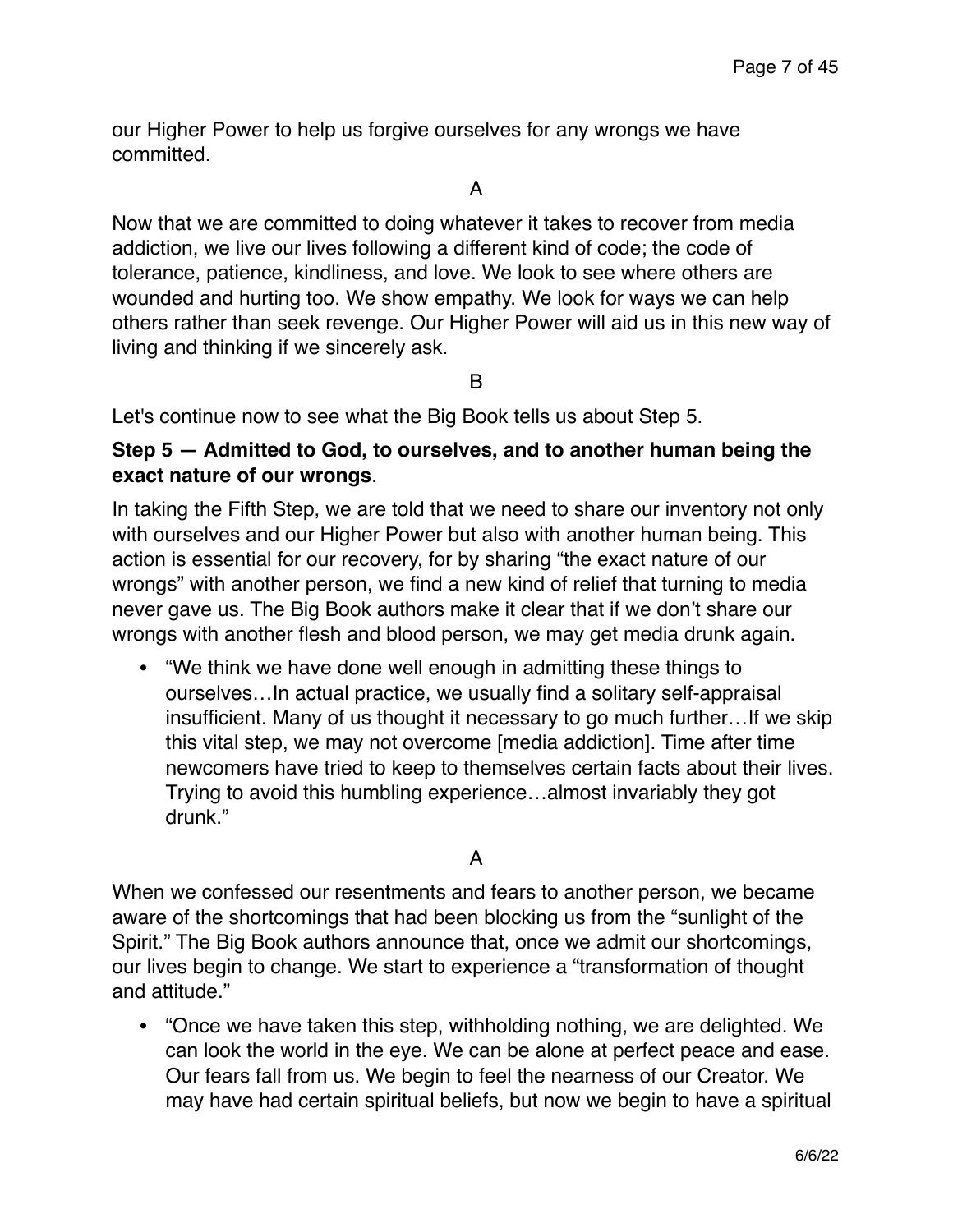our Higher Power to help us forgive ourselves for any wrongs we have committed.

A

Now that we are committed to doing whatever it takes to recover from media addiction, we live our lives following a different kind of code; the code of tolerance, patience, kindliness, and love. We look to see where others are wounded and hurting too. We show empathy. We look for ways we can help others rather than seek revenge. Our Higher Power will aid us in this new way of living and thinking if we sincerely ask.

B

Let's continue now to see what the Big Book tells us about Step 5.

**Step 5 — Admitted to God, to ourselves, and to another human being the exact nature of our wrongs**.

In taking the Fifth Step, we are told that we need to share our inventory not only with ourselves and our Higher Power but also with another human being. This action is essential for our recovery, for by sharing "the exact nature of our wrongs" with another person, we find a new kind of relief that turning to media never gave us. The Big Book authors make it clear that if we don't share our wrongs with another flesh and blood person, we may get media drunk again.

- "We think we have done well enough in admitting these things to ourselves…In actual practice, we usually find a solitary self-appraisal insufficient. Many of us thought it necessary to go much further…If we skip this vital step, we may not overcome [media addiction]. Time after time newcomers have tried to keep to themselves certain facts about their lives. Trying to avoid this humbling experience…almost invariably they got drunk."

A

When we confessed our resentments and fears to another person, we became aware of the shortcomings that had been blocking us from the "sunlight of the Spirit." The Big Book authors announce that, once we admit our shortcomings, our lives begin to change. We start to experience a "transformation of thought and attitude."

- "Once we have taken this step, withholding nothing, we are delighted. We can look the world in the eye. We can be alone at perfect peace and ease. Our fears fall from us. We begin to feel the nearness of our Creator. We may have had certain spiritual beliefs, but now we begin to have a spiritual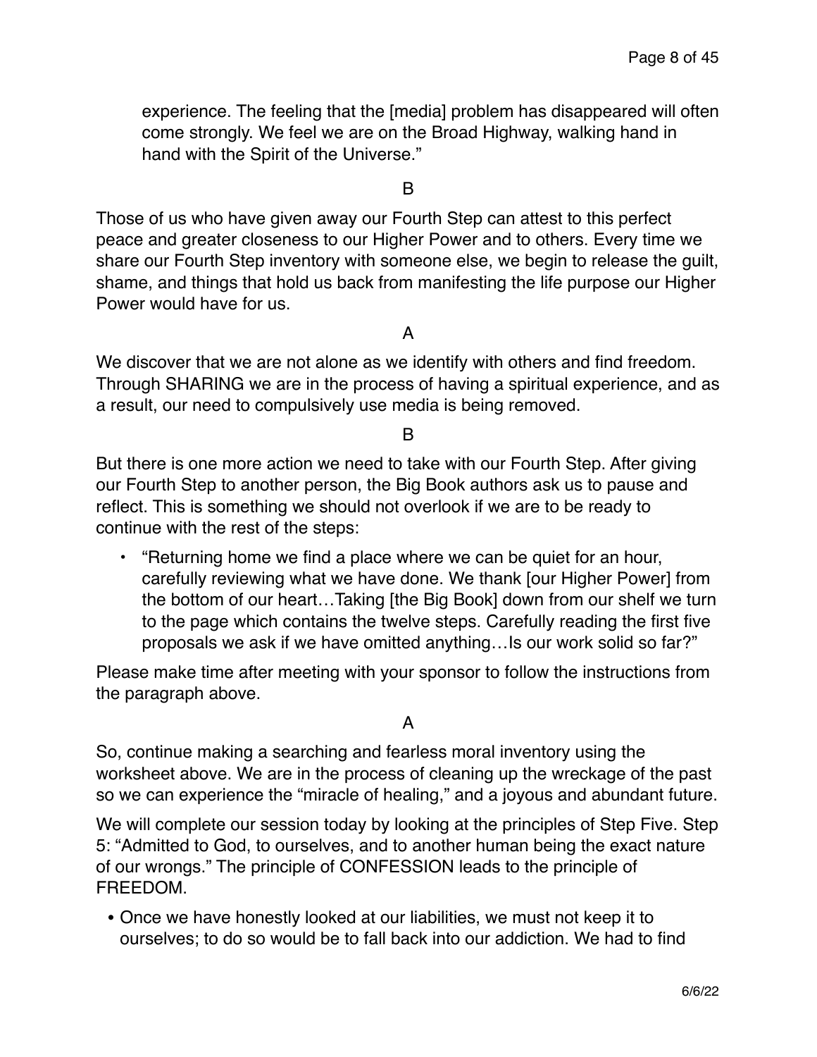experience. The feeling that the [media] problem has disappeared will often come strongly. We feel we are on the Broad Highway, walking hand in hand with the Spirit of the Universe."

B

Those of us who have given away our Fourth Step can attest to this perfect peace and greater closeness to our Higher Power and to others. Every time we share our Fourth Step inventory with someone else, we begin to release the guilt, shame, and things that hold us back from manifesting the life purpose our Higher Power would have for us.

A

We discover that we are not alone as we identify with others and find freedom. Through SHARING we are in the process of having a spiritual experience, and as a result, our need to compulsively use media is being removed.

B

But there is one more action we need to take with our Fourth Step. After giving our Fourth Step to another person, the Big Book authors ask us to pause and reflect. This is something we should not overlook if we are to be ready to continue with the rest of the steps:

- "Returning home we find a place where we can be quiet for an hour, carefully reviewing what we have done. We thank [our Higher Power] from the bottom of our heart…Taking [the Big Book] down from our shelf we turn to the page which contains the twelve steps. Carefully reading the first five proposals we ask if we have omitted anything…Is our work solid so far?"

Please make time after meeting with your sponsor to follow the instructions from the paragraph above.

A

So, continue making a searching and fearless moral inventory using the worksheet above. We are in the process of cleaning up the wreckage of the past so we can experience the "miracle of healing," and a joyous and abundant future.

We will complete our session today by looking at the principles of Step Five. Step 5: "Admitted to God, to ourselves, and to another human being the exact nature of our wrongs." The principle of CONFESSION leads to the principle of FREEDOM.

- Once we have honestly looked at our liabilities, we must not keep it to ourselves; to do so would be to fall back into our addiction. We had to find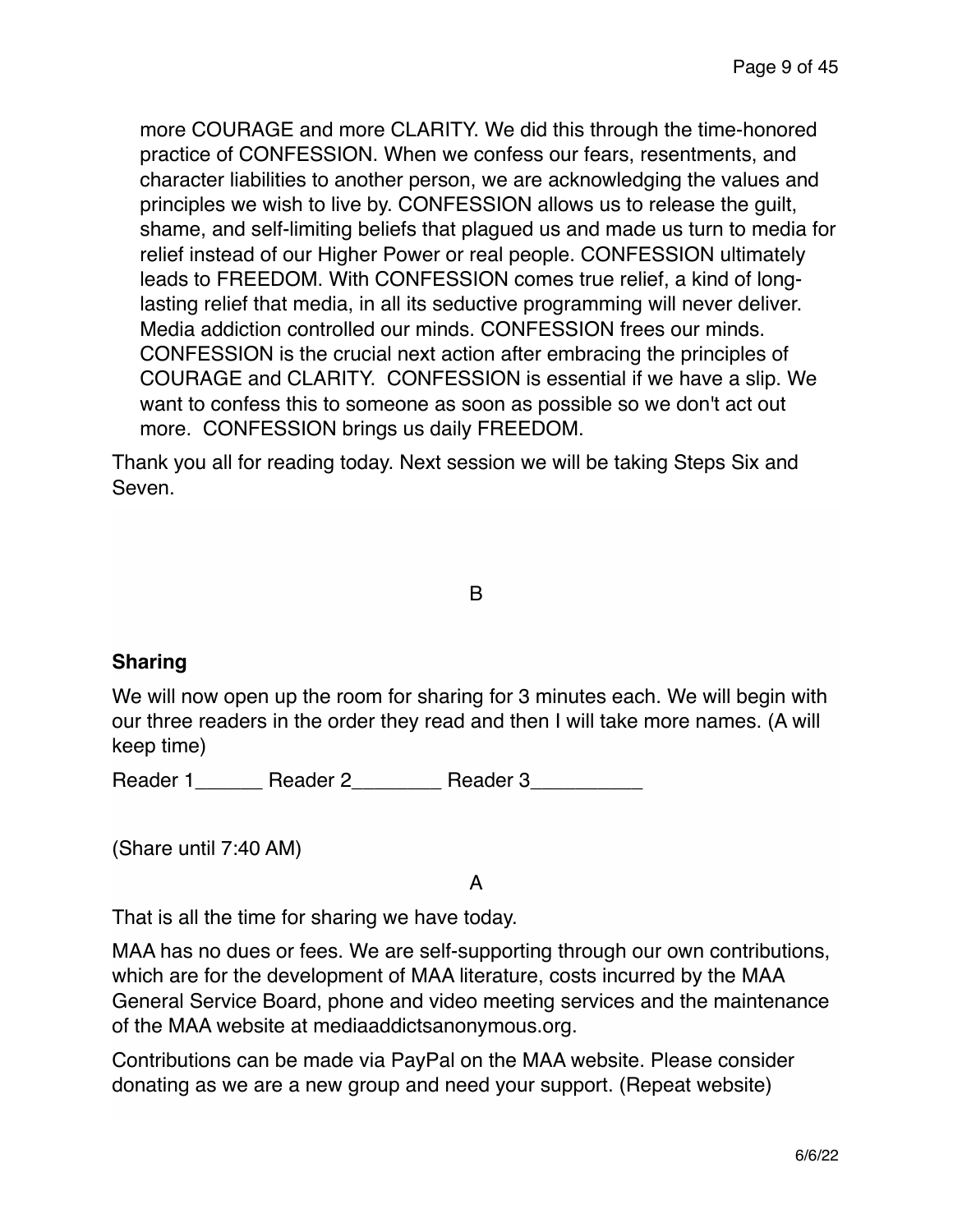more COURAGE and more CLARITY. We did this through the time-honored practice of CONFESSION. When we confess our fears, resentments, and character liabilities to another person, we are acknowledging the values and principles we wish to live by. CONFESSION allows us to release the guilt, shame, and self-limiting beliefs that plagued us and made us turn to media for relief instead of our Higher Power or real people. CONFESSION ultimately leads to FREEDOM. With CONFESSION comes true relief, a kind of long-lasting relief that media, in all its seductive programming will never deliver. Media addiction controlled our minds. CONFESSION frees our minds. CONFESSION is the crucial next action after embracing the principles of COURAGE and CLARITY. CONFESSION is essential if we have a slip. We want to confess this to someone as soon as possible so we don't act out more. CONFESSION brings us daily FREEDOM.

Thank you all for reading today. Next session we will be taking Steps Six and Seven.

B

**Sharing**

We will now open up the room for sharing for 3 minutes each. We will begin with our three readers in the order they read and then I will take more names. (A will keep time)

Reader 1______ Reader 2________ Reader 3__________

(Share until 7:40 AM)

A

That is all the time for sharing we have today.

MAA has no dues or fees. We are self-supporting through our own contributions, which are for the development of MAA literature, costs incurred by the MAA General Service Board, phone and video meeting services and the maintenance of the MAA website at mediaaddictsanonymous.org.

Contributions can be made via PayPal on the MAA website. Please consider donating as we are a new group and need your support. (Repeat website)

6/6/22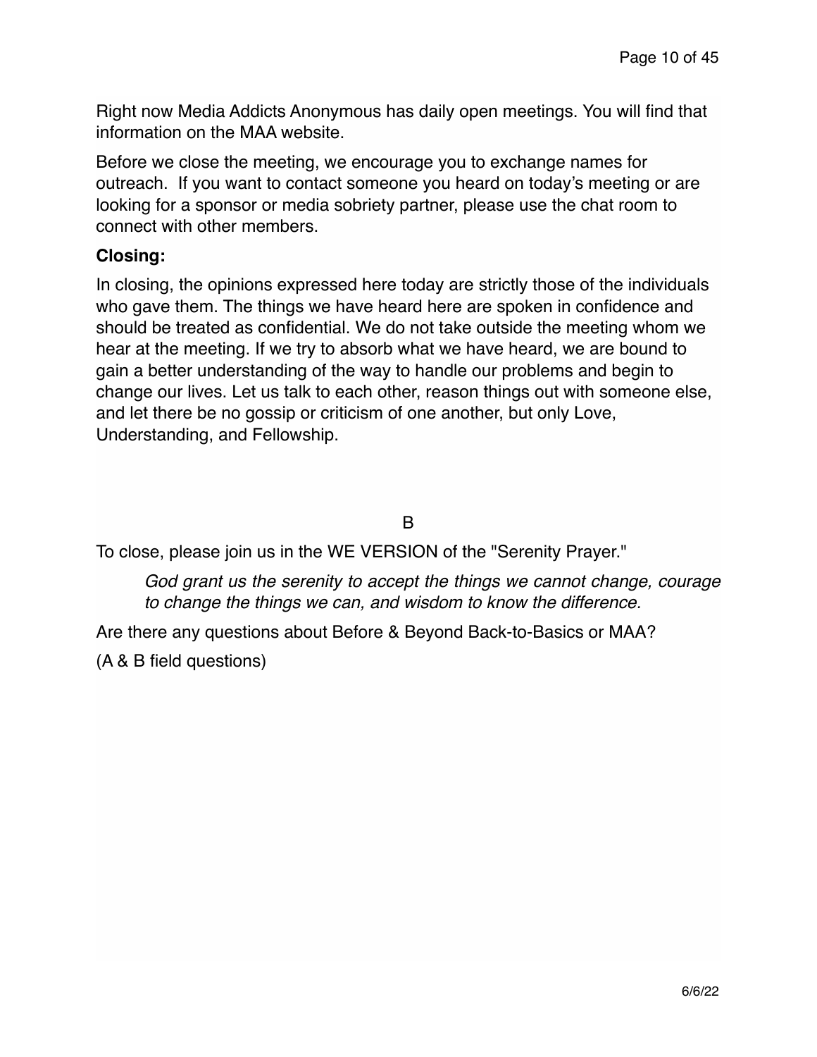Right now Media Addicts Anonymous has daily open meetings. You will find that information on the MAA website.

Before we close the meeting, we encourage you to exchange names for outreach.  If you want to contact someone you heard on today's meeting or are looking for a sponsor or media sobriety partner, please use the chat room to connect with other members.

**Closing:**

In closing, the opinions expressed here today are strictly those of the individuals who gave them. The things we have heard here are spoken in confidence and should be treated as confidential. We do not take outside the meeting whom we hear at the meeting. If we try to absorb what we have heard, we are bound to gain a better understanding of the way to handle our problems and begin to change our lives. Let us talk to each other, reason things out with someone else, and let there be no gossip or criticism of one another, but only Love, Understanding, and Fellowship.

B

To close, please join us in the WE VERSION of the "Serenity Prayer."

> *God grant us the serenity to accept the things we cannot change, courage to change the things we can, and wisdom to know the difference.*

Are there any questions about Before & Beyond Back-to-Basics or MAA?

(A & B field questions)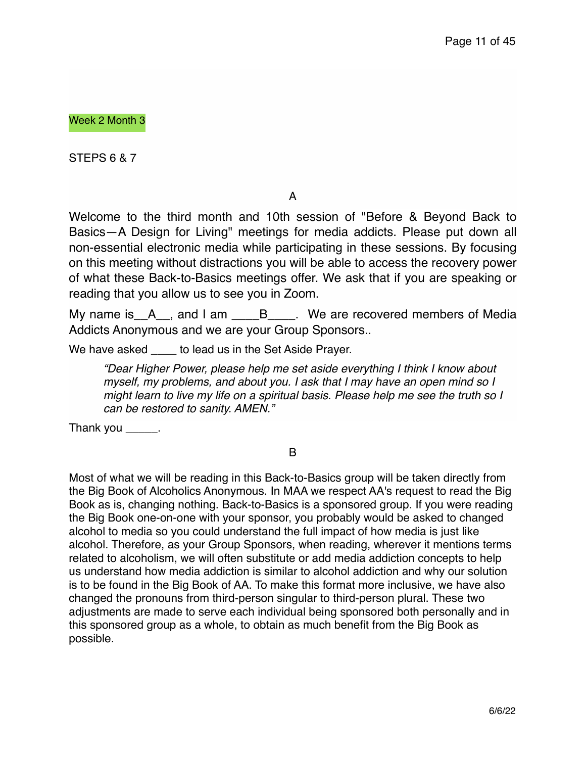Week 2 Month 3

STEPS 6 & 7

A

Welcome to the third month and 10th session of "Before & Beyond Back to Basics—A Design for Living" meetings for media addicts. Please put down all non-essential electronic media while participating in these sessions. By focusing on this meeting without distractions you will be able to access the recovery power of what these Back-to-Basics meetings offer. We ask that if you are speaking or reading that you allow us to see you in Zoom.

My name is__A__, and I am ____B____. We are recovered members of Media Addicts Anonymous and we are your Group Sponsors..

We have asked ____ to lead us in the Set Aside Prayer.

> *"Dear Higher Power, please help me set aside everything I think I know about myself, my problems, and about you. I ask that I may have an open mind so I might learn to live my life on a spiritual basis. Please help me see the truth so I can be restored to sanity. AMEN."*

Thank you _____.

B

Most of what we will be reading in this Back-to-Basics group will be taken directly from the Big Book of Alcoholics Anonymous. In MAA we respect AA's request to read the Big Book as is, changing nothing. Back-to-Basics is a sponsored group. If you were reading the Big Book one-on-one with your sponsor, you probably would be asked to changed alcohol to media so you could understand the full impact of how media is just like alcohol. Therefore, as your Group Sponsors, when reading, wherever it mentions terms related to alcoholism, we will often substitute or add media addiction concepts to help us understand how media addiction is similar to alcohol addiction and why our solution is to be found in the Big Book of AA. To make this format more inclusive, we have also changed the pronouns from third-person singular to third-person plural. These two adjustments are made to serve each individual being sponsored both personally and in this sponsored group as a whole, to obtain as much benefit from the Big Book as possible.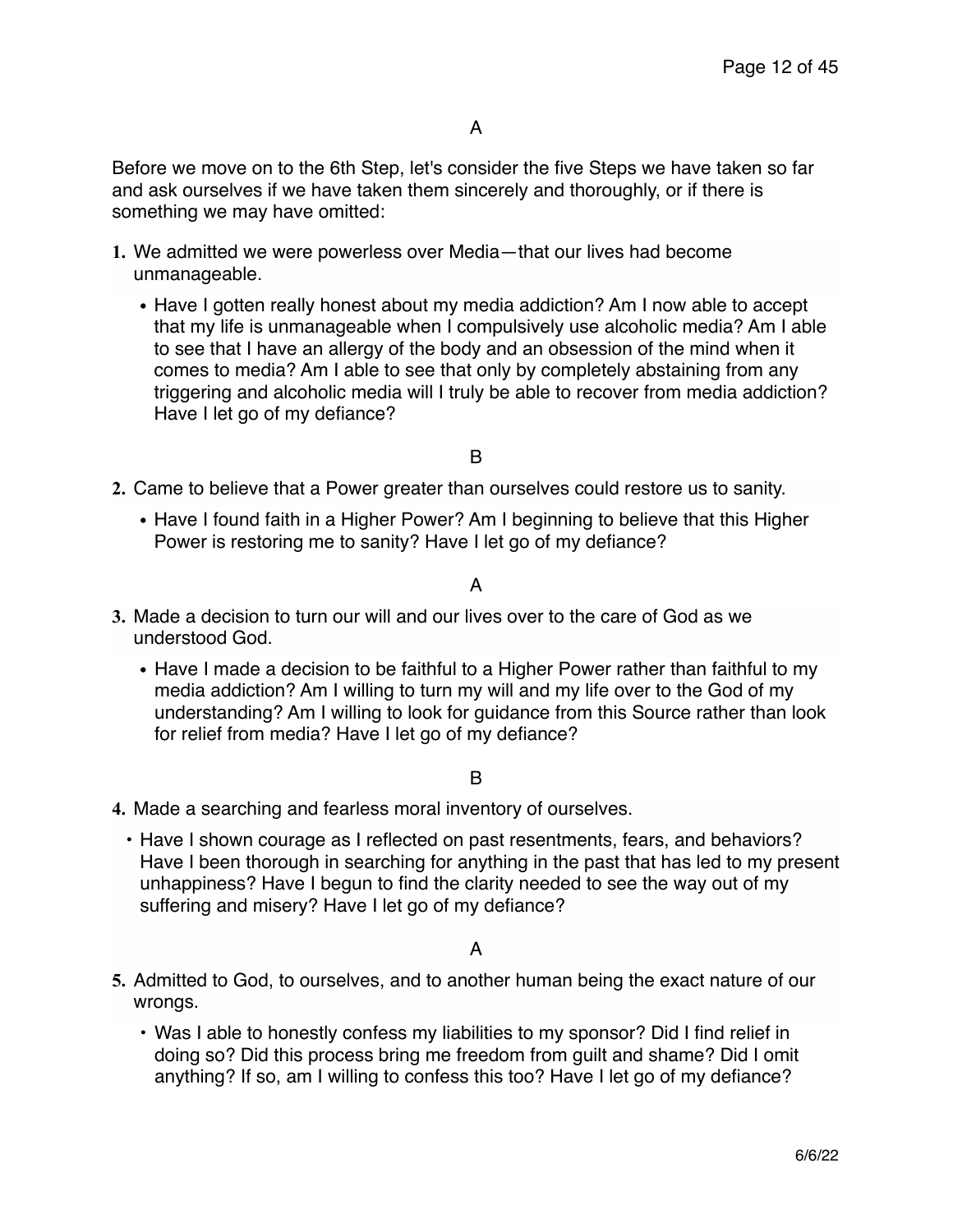A

Before we move on to the 6th Step, let's consider the five Steps we have taken so far and ask ourselves if we have taken them sincerely and thoroughly, or if there is something we may have omitted:

1. We admitted we were powerless over Media—that our lives had become unmanageable.
   - Have I gotten really honest about my media addiction? Am I now able to accept that my life is unmanageable when I compulsively use alcoholic media? Am I able to see that I have an allergy of the body and an obsession of the mind when it comes to media? Am I able to see that only by completely abstaining from any triggering and alcoholic media will I truly be able to recover from media addiction? Have I let go of my defiance?

B

2. Came to believe that a Power greater than ourselves could restore us to sanity.
   - Have I found faith in a Higher Power? Am I beginning to believe that this Higher Power is restoring me to sanity? Have I let go of my defiance?

A

3. Made a decision to turn our will and our lives over to the care of God as we understood God.
   - Have I made a decision to be faithful to a Higher Power rather than faithful to my media addiction? Am I willing to turn my will and my life over to the God of my understanding? Am I willing to look for guidance from this Source rather than look for relief from media? Have I let go of my defiance?

B

4. Made a searching and fearless moral inventory of ourselves.
   - Have I shown courage as I reflected on past resentments, fears, and behaviors? Have I been thorough in searching for anything in the past that has led to my present unhappiness? Have I begun to find the clarity needed to see the way out of my suffering and misery? Have I let go of my defiance?

A

5. Admitted to God, to ourselves, and to another human being the exact nature of our wrongs.
   - Was I able to honestly confess my liabilities to my sponsor? Did I find relief in doing so? Did this process bring me freedom from guilt and shame? Did I omit anything? If so, am I willing to confess this too? Have I let go of my defiance?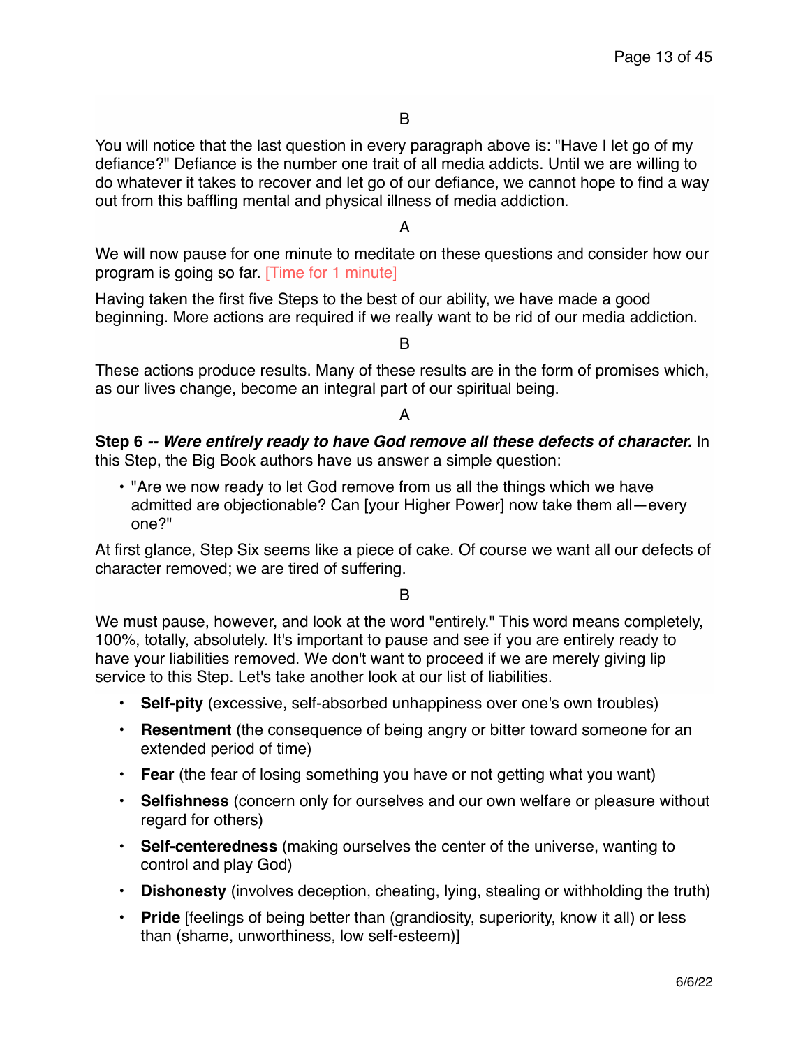B

You will notice that the last question in every paragraph above is: "Have I let go of my defiance?" Defiance is the number one trait of all media addicts. Until we are willing to do whatever it takes to recover and let go of our defiance, we cannot hope to find a way out from this baffling mental and physical illness of media addiction.

A

We will now pause for one minute to meditate on these questions and consider how our program is going so far. [Time for 1 minute]

Having taken the first five Steps to the best of our ability, we have made a good beginning. More actions are required if we really want to be rid of our media addiction.

B

These actions produce results. Many of these results are in the form of promises which, as our lives change, become an integral part of our spiritual being.

A

**Step 6 -- *Were entirely ready to have God remove all these defects of character.*** In this Step, the Big Book authors have us answer a simple question:

- "Are we now ready to let God remove from us all the things which we have admitted are objectionable? Can [your Higher Power] now take them all—every one?"

At first glance, Step Six seems like a piece of cake. Of course we want all our defects of character removed; we are tired of suffering.

B

We must pause, however, and look at the word "entirely." This word means completely, 100%, totally, absolutely. It's important to pause and see if you are entirely ready to have your liabilities removed. We don't want to proceed if we are merely giving lip service to this Step. Let's take another look at our list of liabilities.

- **Self-pity** (excessive, self-absorbed unhappiness over one's own troubles)
- **Resentment** (the consequence of being angry or bitter toward someone for an extended period of time)
- **Fear** (the fear of losing something you have or not getting what you want)
- **Selfishness** (concern only for ourselves and our own welfare or pleasure without regard for others)
- **Self-centeredness** (making ourselves the center of the universe, wanting to control and play God)
- **Dishonesty** (involves deception, cheating, lying, stealing or withholding the truth)
- **Pride** [feelings of being better than (grandiosity, superiority, know it all) or less than (shame, unworthiness, low self-esteem)]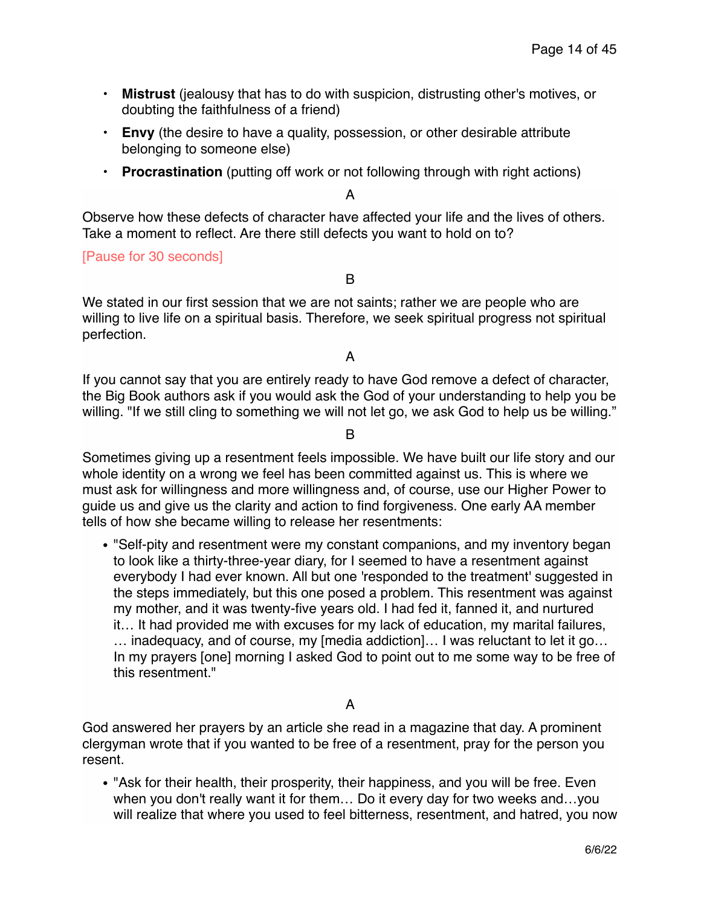- **Mistrust** (jealousy that has to do with suspicion, distrusting other's motives, or doubting the faithfulness of a friend)
- **Envy** (the desire to have a quality, possession, or other desirable attribute belonging to someone else)
- **Procrastination** (putting off work or not following through with right actions)

A

Observe how these defects of character have affected your life and the lives of others. Take a moment to reflect. Are there still defects you want to hold on to?

[Pause for 30 seconds]

B

We stated in our first session that we are not saints; rather we are people who are willing to live life on a spiritual basis. Therefore, we seek spiritual progress not spiritual perfection.

A

If you cannot say that you are entirely ready to have God remove a defect of character, the Big Book authors ask if you would ask the God of your understanding to help you be willing. "If we still cling to something we will not let go, we ask God to help us be willing."

B

Sometimes giving up a resentment feels impossible. We have built our life story and our whole identity on a wrong we feel has been committed against us. This is where we must ask for willingness and more willingness and, of course, use our Higher Power to guide us and give us the clarity and action to find forgiveness. One early AA member tells of how she became willing to release her resentments:

- "Self-pity and resentment were my constant companions, and my inventory began to look like a thirty-three-year diary, for I seemed to have a resentment against everybody I had ever known. All but one 'responded to the treatment' suggested in the steps immediately, but this one posed a problem. This resentment was against my mother, and it was twenty-five years old. I had fed it, fanned it, and nurtured it… It had provided me with excuses for my lack of education, my marital failures, … inadequacy, and of course, my [media addiction]… I was reluctant to let it go… In my prayers [one] morning I asked God to point out to me some way to be free of this resentment."

A

God answered her prayers by an article she read in a magazine that day. A prominent clergyman wrote that if you wanted to be free of a resentment, pray for the person you resent.

- "Ask for their health, their prosperity, their happiness, and you will be free. Even when you don't really want it for them… Do it every day for two weeks and…you will realize that where you used to feel bitterness, resentment, and hatred, you now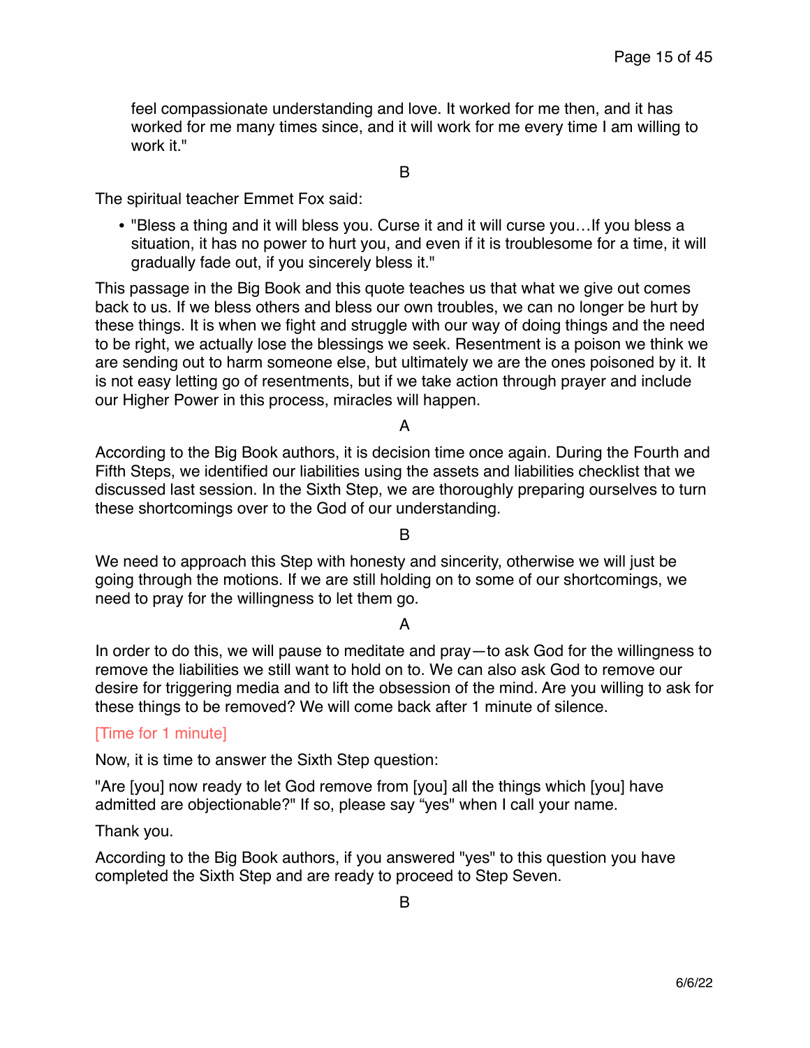feel compassionate understanding and love. It worked for me then, and it has worked for me many times since, and it will work for me every time I am willing to work it."

B

The spiritual teacher Emmet Fox said:

- "Bless a thing and it will bless you. Curse it and it will curse you…If you bless a situation, it has no power to hurt you, and even if it is troublesome for a time, it will gradually fade out, if you sincerely bless it."

This passage in the Big Book and this quote teaches us that what we give out comes back to us. If we bless others and bless our own troubles, we can no longer be hurt by these things. It is when we fight and struggle with our way of doing things and the need to be right, we actually lose the blessings we seek. Resentment is a poison we think we are sending out to harm someone else, but ultimately we are the ones poisoned by it. It is not easy letting go of resentments, but if we take action through prayer and include our Higher Power in this process, miracles will happen.

A

According to the Big Book authors, it is decision time once again. During the Fourth and Fifth Steps, we identified our liabilities using the assets and liabilities checklist that we discussed last session. In the Sixth Step, we are thoroughly preparing ourselves to turn these shortcomings over to the God of our understanding.

B

We need to approach this Step with honesty and sincerity, otherwise we will just be going through the motions. If we are still holding on to some of our shortcomings, we need to pray for the willingness to let them go.

A

In order to do this, we will pause to meditate and pray—to ask God for the willingness to remove the liabilities we still want to hold on to. We can also ask God to remove our desire for triggering media and to lift the obsession of the mind. Are you willing to ask for these things to be removed? We will come back after 1 minute of silence.

[Time for 1 minute]

Now, it is time to answer the Sixth Step question:

"Are [you] now ready to let God remove from [you] all the things which [you] have admitted are objectionable?" If so, please say "yes" when I call your name.

Thank you.

According to the Big Book authors, if you answered "yes" to this question you have completed the Sixth Step and are ready to proceed to Step Seven.

B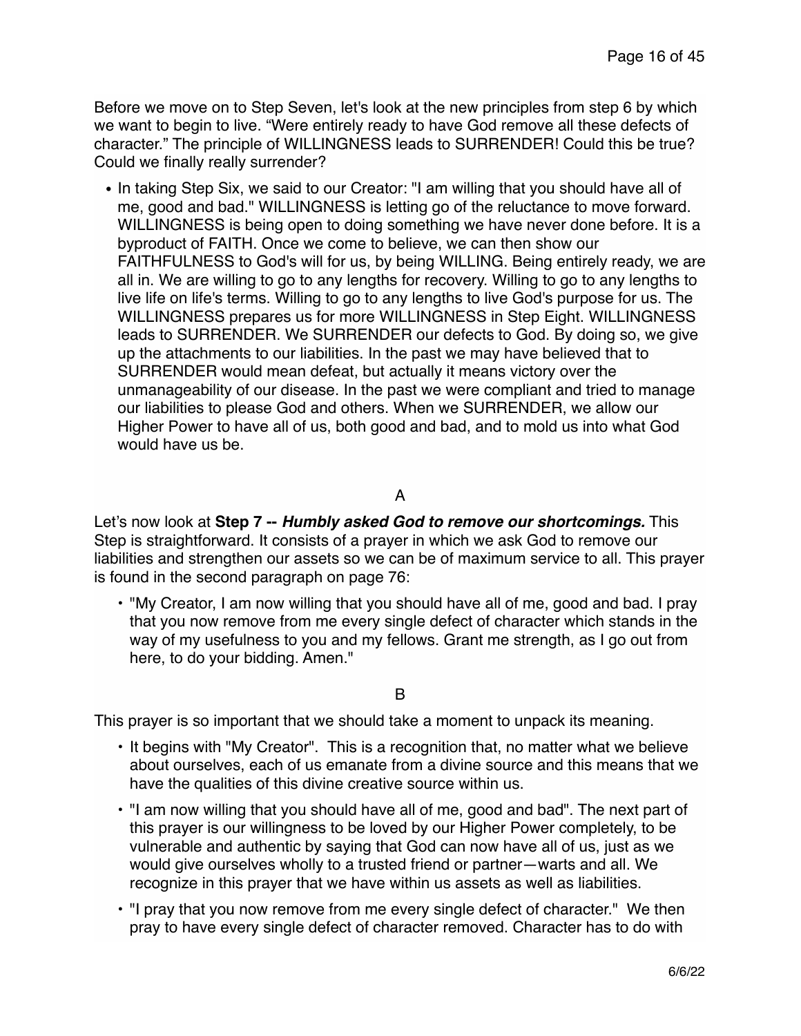Before we move on to Step Seven, let's look at the new principles from step 6 by which we want to begin to live. “Were entirely ready to have God remove all these defects of character.” The principle of WILLINGNESS leads to SURRENDER! Could this be true? Could we finally really surrender?

- In taking Step Six, we said to our Creator: "I am willing that you should have all of me, good and bad." WILLINGNESS is letting go of the reluctance to move forward. WILLINGNESS is being open to doing something we have never done before. It is a byproduct of FAITH. Once we come to believe, we can then show our FAITHFULNESS to God's will for us, by being WILLING. Being entirely ready, we are all in. We are willing to go to any lengths for recovery. Willing to go to any lengths to live life on life's terms. Willing to go to any lengths to live God's purpose for us. The WILLINGNESS prepares us for more WILLINGNESS in Step Eight. WILLINGNESS leads to SURRENDER. We SURRENDER our defects to God. By doing so, we give up the attachments to our liabilities. In the past we may have believed that to SURRENDER would mean defeat, but actually it means victory over the unmanageability of our disease. In the past we were compliant and tried to manage our liabilities to please God and others. When we SURRENDER, we allow our Higher Power to have all of us, both good and bad, and to mold us into what God would have us be.

A

Let’s now look at **Step 7 -- *Humbly asked God to remove our shortcomings.*** This Step is straightforward. It consists of a prayer in which we ask God to remove our liabilities and strengthen our assets so we can be of maximum service to all. This prayer is found in the second paragraph on page 76:

- "My Creator, I am now willing that you should have all of me, good and bad. I pray that you now remove from me every single defect of character which stands in the way of my usefulness to you and my fellows. Grant me strength, as I go out from here, to do your bidding. Amen."

B

This prayer is so important that we should take a moment to unpack its meaning.

- It begins with "My Creator". This is a recognition that, no matter what we believe about ourselves, each of us emanate from a divine source and this means that we have the qualities of this divine creative source within us.
- "I am now willing that you should have all of me, good and bad". The next part of this prayer is our willingness to be loved by our Higher Power completely, to be vulnerable and authentic by saying that God can now have all of us, just as we would give ourselves wholly to a trusted friend or partner—warts and all. We recognize in this prayer that we have within us assets as well as liabilities.
- "I pray that you now remove from me every single defect of character." We then pray to have every single defect of character removed. Character has to do with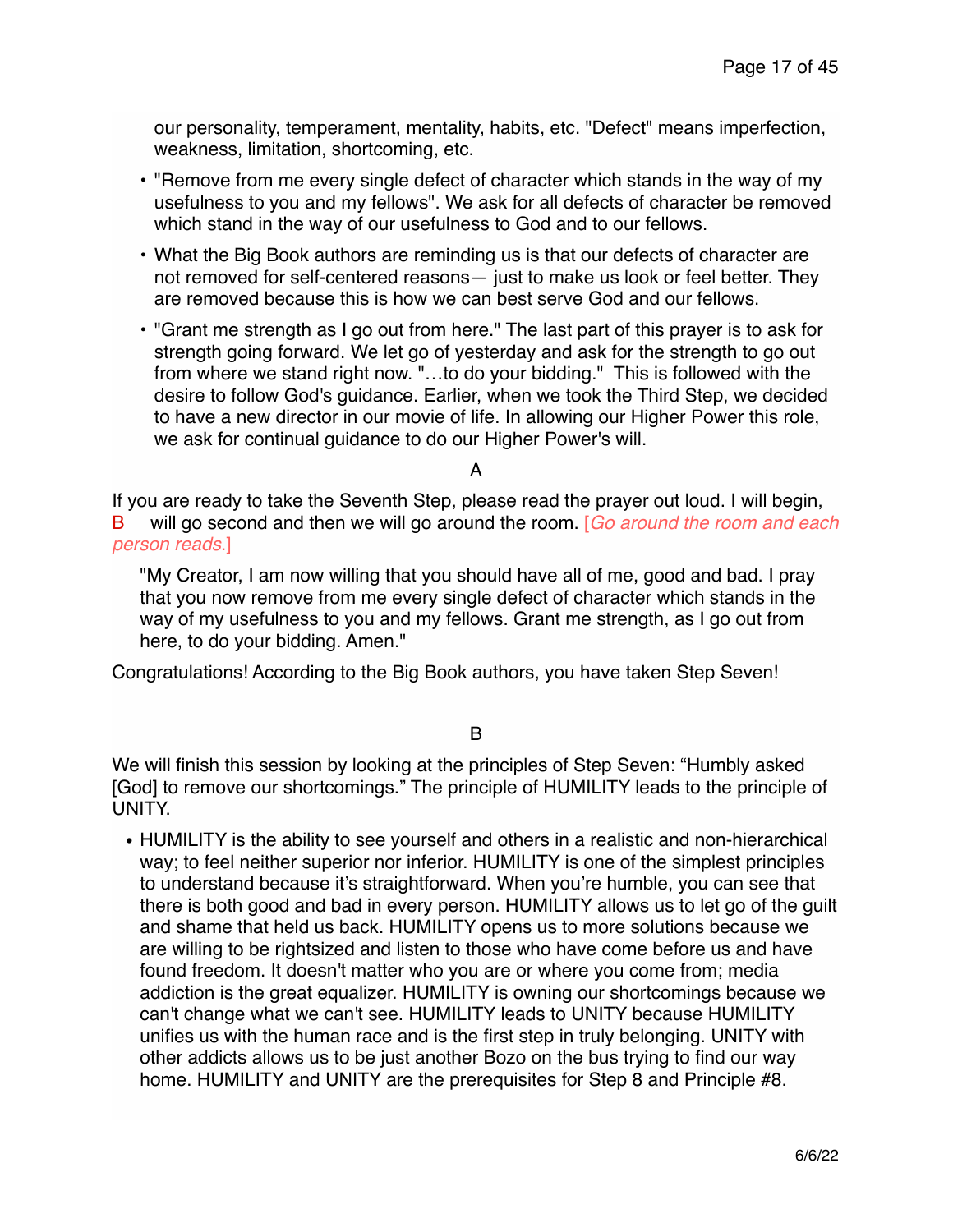our personality, temperament, mentality, habits, etc. "Defect" means imperfection, weakness, limitation, shortcoming, etc.

- "Remove from me every single defect of character which stands in the way of my usefulness to you and my fellows". We ask for all defects of character be removed which stand in the way of our usefulness to God and to our fellows.
- What the Big Book authors are reminding us is that our defects of character are not removed for self-centered reasons— just to make us look or feel better. They are removed because this is how we can best serve God and our fellows.
- "Grant me strength as I go out from here." The last part of this prayer is to ask for strength going forward. We let go of yesterday and ask for the strength to go out from where we stand right now. "…to do your bidding." This is followed with the desire to follow God's guidance. Earlier, when we took the Third Step, we decided to have a new director in our movie of life. In allowing our Higher Power this role, we ask for continual guidance to do our Higher Power's will.

A

If you are ready to take the Seventh Step, please read the prayer out loud. I will begin, B___will go second and then we will go around the room. [*Go around the room and each person reads.*]

> "My Creator, I am now willing that you should have all of me, good and bad. I pray that you now remove from me every single defect of character which stands in the way of my usefulness to you and my fellows. Grant me strength, as I go out from here, to do your bidding. Amen."

Congratulations! According to the Big Book authors, you have taken Step Seven!

B

We will finish this session by looking at the principles of Step Seven: "Humbly asked [God] to remove our shortcomings." The principle of HUMILITY leads to the principle of UNITY.

- HUMILITY is the ability to see yourself and others in a realistic and non-hierarchical way; to feel neither superior nor inferior. HUMILITY is one of the simplest principles to understand because it's straightforward. When you're humble, you can see that there is both good and bad in every person. HUMILITY allows us to let go of the guilt and shame that held us back. HUMILITY opens us to more solutions because we are willing to be rightsized and listen to those who have come before us and have found freedom. It doesn't matter who you are or where you come from; media addiction is the great equalizer. HUMILITY is owning our shortcomings because we can't change what we can't see. HUMILITY leads to UNITY because HUMILITY unifies us with the human race and is the first step in truly belonging. UNITY with other addicts allows us to be just another Bozo on the bus trying to find our way home. HUMILITY and UNITY are the prerequisites for Step 8 and Principle #8.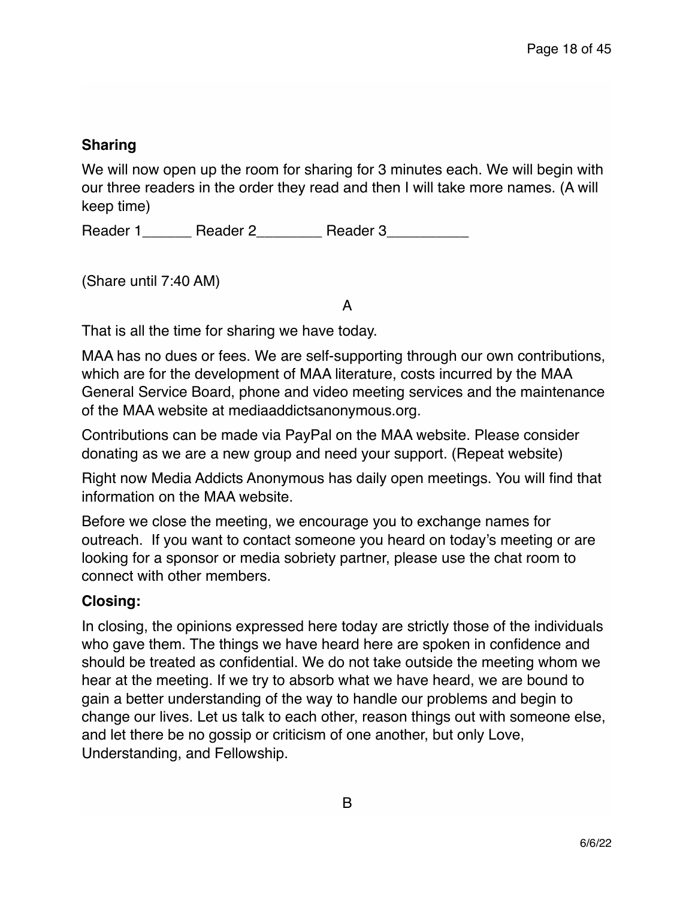**Sharing**

We will now open up the room for sharing for 3 minutes each. We will begin with our three readers in the order they read and then I will take more names. (A will keep time)

Reader 1______ Reader 2________ Reader 3__________

(Share until 7:40 AM)

A

That is all the time for sharing we have today.

MAA has no dues or fees. We are self-supporting through our own contributions, which are for the development of MAA literature, costs incurred by the MAA General Service Board, phone and video meeting services and the maintenance of the MAA website at mediaaddictsanonymous.org.

Contributions can be made via PayPal on the MAA website. Please consider donating as we are a new group and need your support. (Repeat website)

Right now Media Addicts Anonymous has daily open meetings. You will find that information on the MAA website.

Before we close the meeting, we encourage you to exchange names for outreach. If you want to contact someone you heard on today's meeting or are looking for a sponsor or media sobriety partner, please use the chat room to connect with other members.

**Closing:**

In closing, the opinions expressed here today are strictly those of the individuals who gave them. The things we have heard here are spoken in confidence and should be treated as confidential. We do not take outside the meeting whom we hear at the meeting. If we try to absorb what we have heard, we are bound to gain a better understanding of the way to handle our problems and begin to change our lives. Let us talk to each other, reason things out with someone else, and let there be no gossip or criticism of one another, but only Love, Understanding, and Fellowship.

B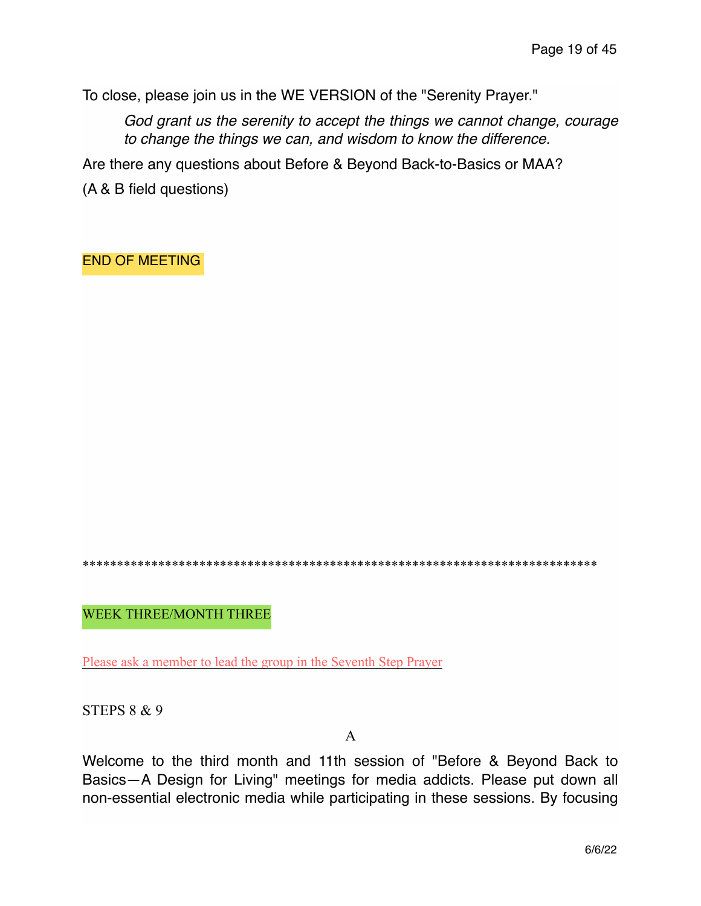To close, please join us in the WE VERSION of the "Serenity Prayer."

> *God grant us the serenity to accept the things we cannot change, courage to change the things we can, and wisdom to know the difference.*

Are there any questions about Before & Beyond Back-to-Basics or MAA?

(A & B field questions)

END OF MEETING

*************************************************************************

WEEK THREE/MONTH THREE

Please ask a member to lead the group in the Seventh Step Prayer

STEPS 8 & 9

A

Welcome to the third month and 11th session of "Before & Beyond Back to Basics—A Design for Living" meetings for media addicts. Please put down all non-essential electronic media while participating in these sessions. By focusing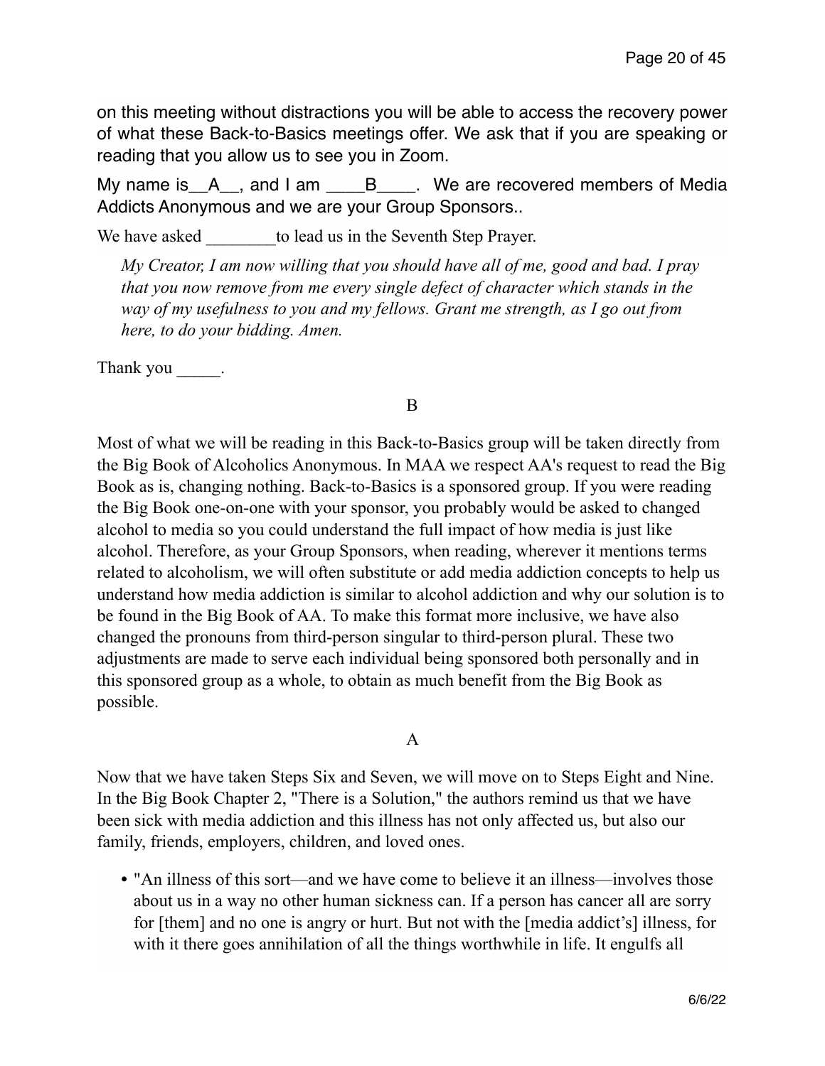on this meeting without distractions you will be able to access the recovery power of what these Back-to-Basics meetings offer. We ask that if you are speaking or reading that you allow us to see you in Zoom.

My name is__A__, and I am ____B____. We are recovered members of Media Addicts Anonymous and we are your Group Sponsors..

We have asked ________to lead us in the Seventh Step Prayer.

> *My Creator, I am now willing that you should have all of me, good and bad. I pray that you now remove from me every single defect of character which stands in the way of my usefulness to you and my fellows. Grant me strength, as I go out from here, to do your bidding. Amen.*

Thank you _____.

B

Most of what we will be reading in this Back-to-Basics group will be taken directly from the Big Book of Alcoholics Anonymous. In MAA we respect AA's request to read the Big Book as is, changing nothing. Back-to-Basics is a sponsored group. If you were reading the Big Book one-on-one with your sponsor, you probably would be asked to changed alcohol to media so you could understand the full impact of how media is just like alcohol. Therefore, as your Group Sponsors, when reading, wherever it mentions terms related to alcoholism, we will often substitute or add media addiction concepts to help us understand how media addiction is similar to alcohol addiction and why our solution is to be found in the Big Book of AA. To make this format more inclusive, we have also changed the pronouns from third-person singular to third-person plural. These two adjustments are made to serve each individual being sponsored both personally and in this sponsored group as a whole, to obtain as much benefit from the Big Book as possible.

A

Now that we have taken Steps Six and Seven, we will move on to Steps Eight and Nine. In the Big Book Chapter 2, "There is a Solution," the authors remind us that we have been sick with media addiction and this illness has not only affected us, but also our family, friends, employers, children, and loved ones.

- "An illness of this sort—and we have come to believe it an illness—involves those about us in a way no other human sickness can. If a person has cancer all are sorry for [them] and no one is angry or hurt. But not with the [media addict's] illness, for with it there goes annihilation of all the things worthwhile in life. It engulfs all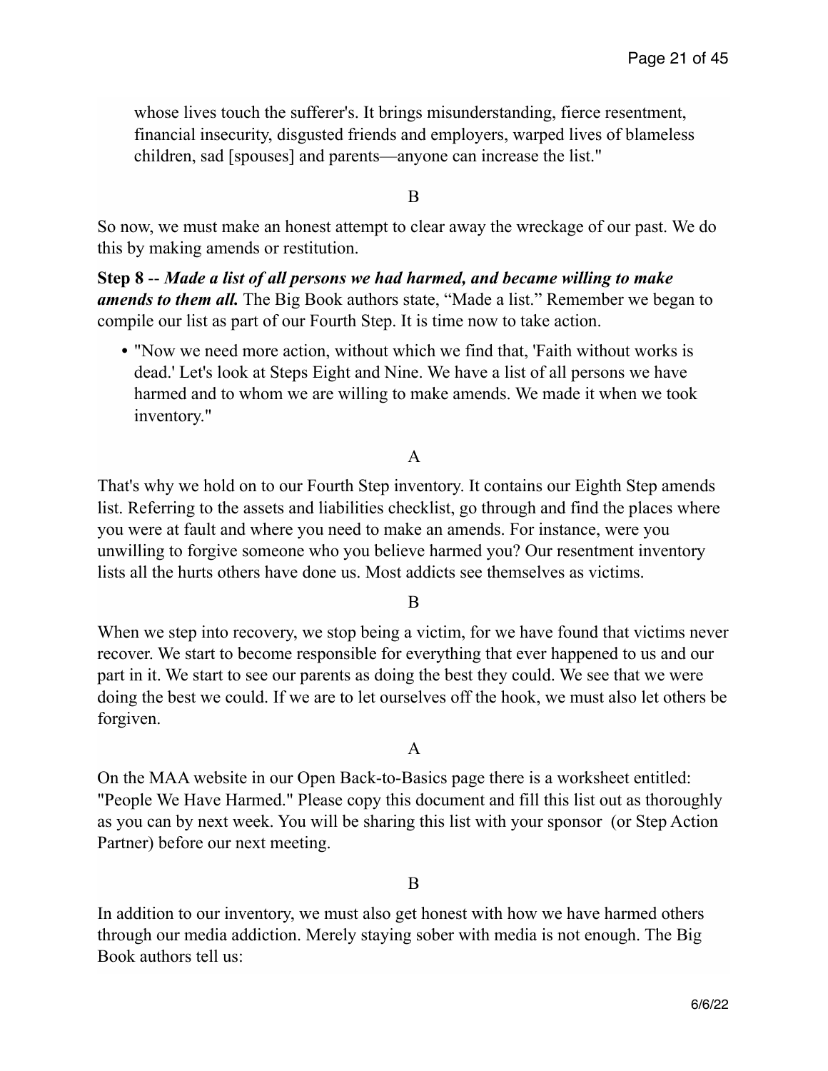whose lives touch the sufferer's. It brings misunderstanding, fierce resentment, financial insecurity, disgusted friends and employers, warped lives of blameless children, sad [spouses] and parents—anyone can increase the list."

B

So now, we must make an honest attempt to clear away the wreckage of our past. We do this by making amends or restitution.

**Step 8** -- ***Made a list of all persons we had harmed, and became willing to make amends to them all.*** The Big Book authors state, "Made a list." Remember we began to compile our list as part of our Fourth Step. It is time now to take action.

- "Now we need more action, without which we find that, 'Faith without works is dead.' Let's look at Steps Eight and Nine. We have a list of all persons we have harmed and to whom we are willing to make amends. We made it when we took inventory."

A

That's why we hold on to our Fourth Step inventory. It contains our Eighth Step amends list. Referring to the assets and liabilities checklist, go through and find the places where you were at fault and where you need to make an amends. For instance, were you unwilling to forgive someone who you believe harmed you? Our resentment inventory lists all the hurts others have done us. Most addicts see themselves as victims.

B

When we step into recovery, we stop being a victim, for we have found that victims never recover. We start to become responsible for everything that ever happened to us and our part in it. We start to see our parents as doing the best they could. We see that we were doing the best we could. If we are to let ourselves off the hook, we must also let others be forgiven.

A

On the MAA website in our Open Back-to-Basics page there is a worksheet entitled: "People We Have Harmed." Please copy this document and fill this list out as thoroughly as you can by next week. You will be sharing this list with your sponsor (or Step Action Partner) before our next meeting.

B

In addition to our inventory, we must also get honest with how we have harmed others through our media addiction. Merely staying sober with media is not enough. The Big Book authors tell us: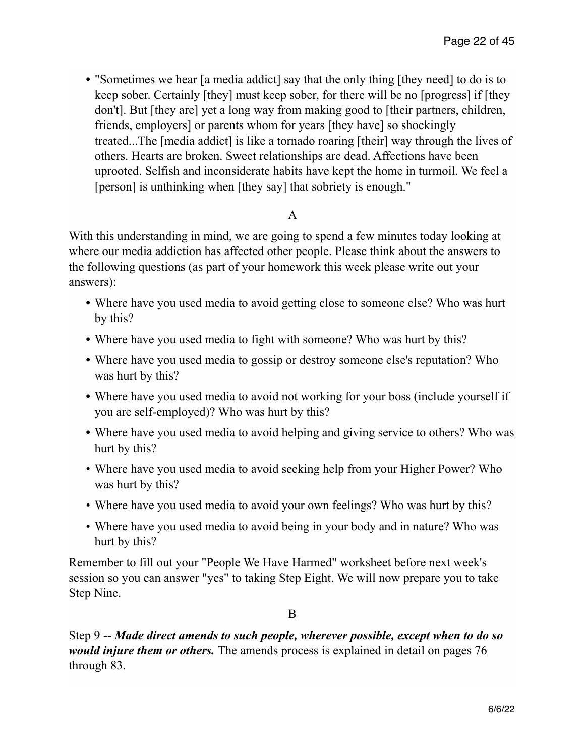- "Sometimes we hear [a media addict] say that the only thing [they need] to do is to keep sober. Certainly [they] must keep sober, for there will be no [progress] if [they don't]. But [they are] yet a long way from making good to [their partners, children, friends, employers] or parents whom for years [they have] so shockingly treated...The [media addict] is like a tornado roaring [their] way through the lives of others. Hearts are broken. Sweet relationships are dead. Affections have been uprooted. Selfish and inconsiderate habits have kept the home in turmoil. We feel a [person] is unthinking when [they say] that sobriety is enough."

A

With this understanding in mind, we are going to spend a few minutes today looking at where our media addiction has affected other people. Please think about the answers to the following questions (as part of your homework this week please write out your answers):

- Where have you used media to avoid getting close to someone else? Who was hurt by this?
- Where have you used media to fight with someone? Who was hurt by this?
- Where have you used media to gossip or destroy someone else's reputation? Who was hurt by this?
- Where have you used media to avoid not working for your boss (include yourself if you are self-employed)? Who was hurt by this?
- Where have you used media to avoid helping and giving service to others? Who was hurt by this?
- Where have you used media to avoid seeking help from your Higher Power? Who was hurt by this?
- Where have you used media to avoid your own feelings? Who was hurt by this?
- Where have you used media to avoid being in your body and in nature? Who was hurt by this?

Remember to fill out your "People We Have Harmed" worksheet before next week's session so you can answer "yes" to taking Step Eight. We will now prepare you to take Step Nine.

B

Step 9 -- ***Made direct amends to such people, wherever possible, except when to do so would injure them or others.*** The amends process is explained in detail on pages 76 through 83.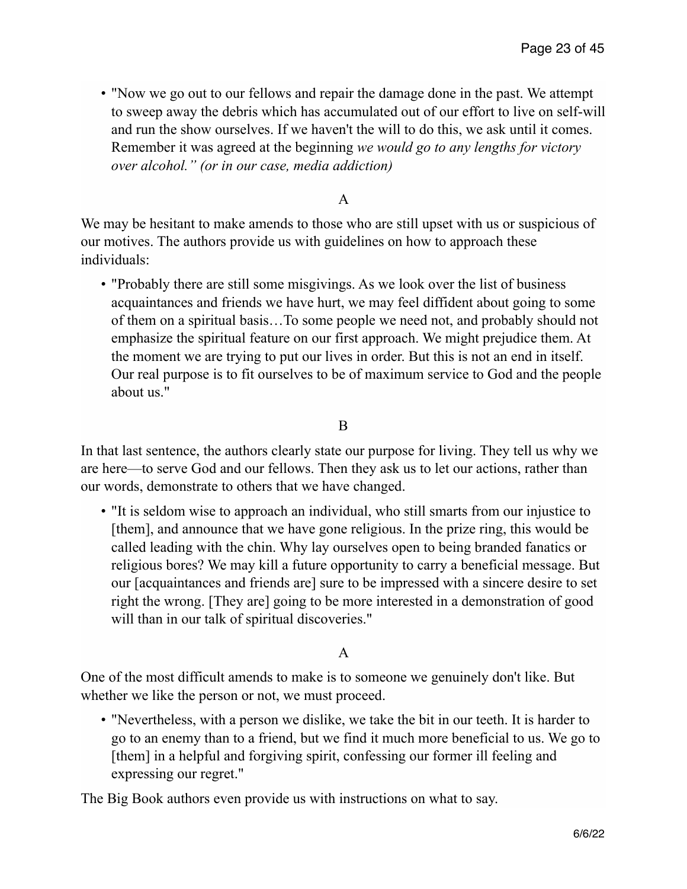- "Now we go out to our fellows and repair the damage done in the past. We attempt to sweep away the debris which has accumulated out of our effort to live on self-will and run the show ourselves. If we haven't the will to do this, we ask until it comes. Remember it was agreed at the beginning *we would go to any lengths for victory over alcohol." (or in our case, media addiction)*

A

We may be hesitant to make amends to those who are still upset with us or suspicious of our motives. The authors provide us with guidelines on how to approach these individuals:

- "Probably there are still some misgivings. As we look over the list of business acquaintances and friends we have hurt, we may feel diffident about going to some of them on a spiritual basis…To some people we need not, and probably should not emphasize the spiritual feature on our first approach. We might prejudice them. At the moment we are trying to put our lives in order. But this is not an end in itself. Our real purpose is to fit ourselves to be of maximum service to God and the people about us."

B

In that last sentence, the authors clearly state our purpose for living. They tell us why we are here—to serve God and our fellows. Then they ask us to let our actions, rather than our words, demonstrate to others that we have changed.

- "It is seldom wise to approach an individual, who still smarts from our injustice to [them], and announce that we have gone religious. In the prize ring, this would be called leading with the chin. Why lay ourselves open to being branded fanatics or religious bores? We may kill a future opportunity to carry a beneficial message. But our [acquaintances and friends are] sure to be impressed with a sincere desire to set right the wrong. [They are] going to be more interested in a demonstration of good will than in our talk of spiritual discoveries."

A

One of the most difficult amends to make is to someone we genuinely don't like. But whether we like the person or not, we must proceed.

- "Nevertheless, with a person we dislike, we take the bit in our teeth. It is harder to go to an enemy than to a friend, but we find it much more beneficial to us. We go to [them] in a helpful and forgiving spirit, confessing our former ill feeling and expressing our regret."

The Big Book authors even provide us with instructions on what to say.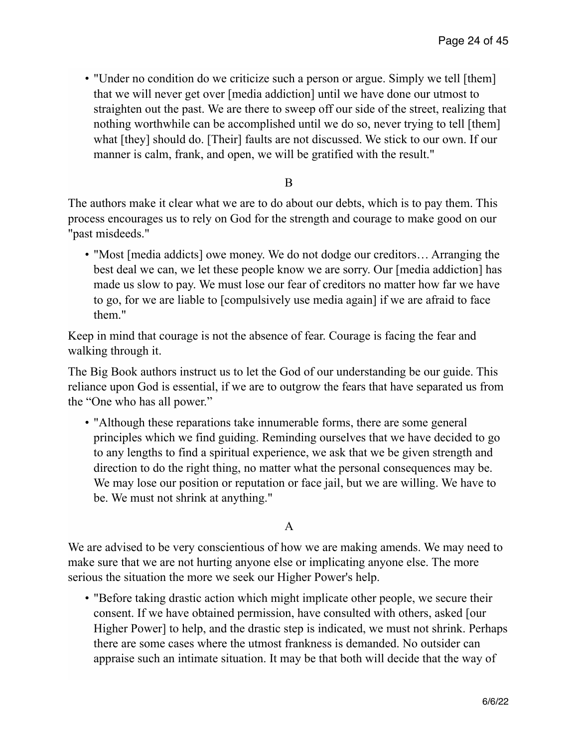- "Under no condition do we criticize such a person or argue. Simply we tell [them] that we will never get over [media addiction] until we have done our utmost to straighten out the past. We are there to sweep off our side of the street, realizing that nothing worthwhile can be accomplished until we do so, never trying to tell [them] what [they] should do. [Their] faults are not discussed. We stick to our own. If our manner is calm, frank, and open, we will be gratified with the result."

B

The authors make it clear what we are to do about our debts, which is to pay them. This process encourages us to rely on God for the strength and courage to make good on our "past misdeeds."

- "Most [media addicts] owe money. We do not dodge our creditors… Arranging the best deal we can, we let these people know we are sorry. Our [media addiction] has made us slow to pay. We must lose our fear of creditors no matter how far we have to go, for we are liable to [compulsively use media again] if we are afraid to face them."

Keep in mind that courage is not the absence of fear. Courage is facing the fear and walking through it.

The Big Book authors instruct us to let the God of our understanding be our guide. This reliance upon God is essential, if we are to outgrow the fears that have separated us from the "One who has all power."

- "Although these reparations take innumerable forms, there are some general principles which we find guiding. Reminding ourselves that we have decided to go to any lengths to find a spiritual experience, we ask that we be given strength and direction to do the right thing, no matter what the personal consequences may be. We may lose our position or reputation or face jail, but we are willing. We have to be. We must not shrink at anything."

A

We are advised to be very conscientious of how we are making amends. We may need to make sure that we are not hurting anyone else or implicating anyone else. The more serious the situation the more we seek our Higher Power's help.

- "Before taking drastic action which might implicate other people, we secure their consent. If we have obtained permission, have consulted with others, asked [our Higher Power] to help, and the drastic step is indicated, we must not shrink. Perhaps there are some cases where the utmost frankness is demanded. No outsider can appraise such an intimate situation. It may be that both will decide that the way of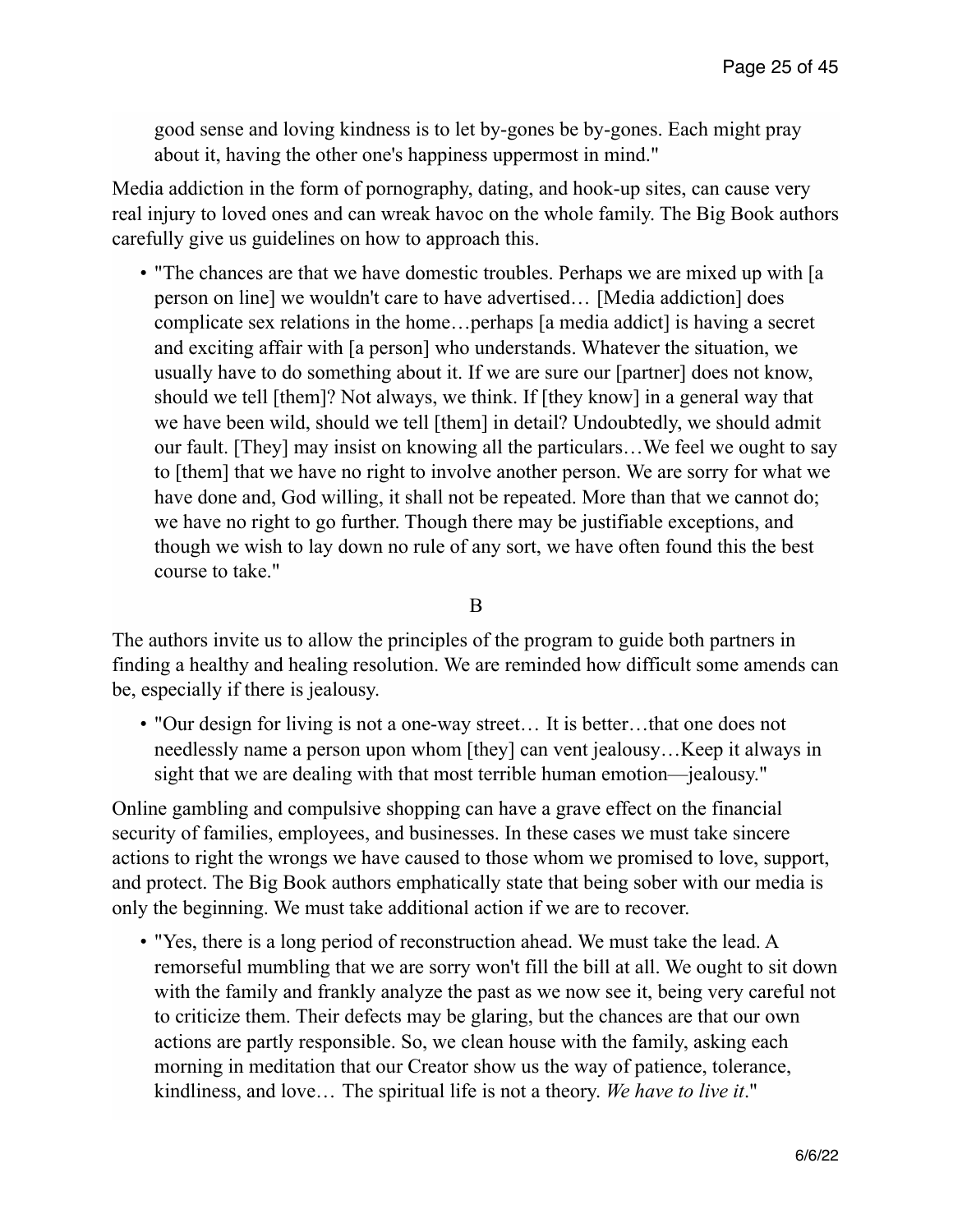good sense and loving kindness is to let by-gones be by-gones. Each might pray about it, having the other one's happiness uppermost in mind."

Media addiction in the form of pornography, dating, and hook-up sites, can cause very real injury to loved ones and can wreak havoc on the whole family. The Big Book authors carefully give us guidelines on how to approach this.

- "The chances are that we have domestic troubles. Perhaps we are mixed up with [a person on line] we wouldn't care to have advertised… [Media addiction] does complicate sex relations in the home…perhaps [a media addict] is having a secret and exciting affair with [a person] who understands. Whatever the situation, we usually have to do something about it. If we are sure our [partner] does not know, should we tell [them]? Not always, we think. If [they know] in a general way that we have been wild, should we tell [them] in detail? Undoubtedly, we should admit our fault. [They] may insist on knowing all the particulars…We feel we ought to say to [them] that we have no right to involve another person. We are sorry for what we have done and, God willing, it shall not be repeated. More than that we cannot do; we have no right to go further. Though there may be justifiable exceptions, and though we wish to lay down no rule of any sort, we have often found this the best course to take."

B

The authors invite us to allow the principles of the program to guide both partners in finding a healthy and healing resolution. We are reminded how difficult some amends can be, especially if there is jealousy.

- "Our design for living is not a one-way street… It is better…that one does not needlessly name a person upon whom [they] can vent jealousy…Keep it always in sight that we are dealing with that most terrible human emotion—jealousy."

Online gambling and compulsive shopping can have a grave effect on the financial security of families, employees, and businesses. In these cases we must take sincere actions to right the wrongs we have caused to those whom we promised to love, support, and protect. The Big Book authors emphatically state that being sober with our media is only the beginning. We must take additional action if we are to recover.

- "Yes, there is a long period of reconstruction ahead. We must take the lead. A remorseful mumbling that we are sorry won't fill the bill at all. We ought to sit down with the family and frankly analyze the past as we now see it, being very careful not to criticize them. Their defects may be glaring, but the chances are that our own actions are partly responsible. So, we clean house with the family, asking each morning in meditation that our Creator show us the way of patience, tolerance, kindliness, and love… The spiritual life is not a theory. *We have to live it*."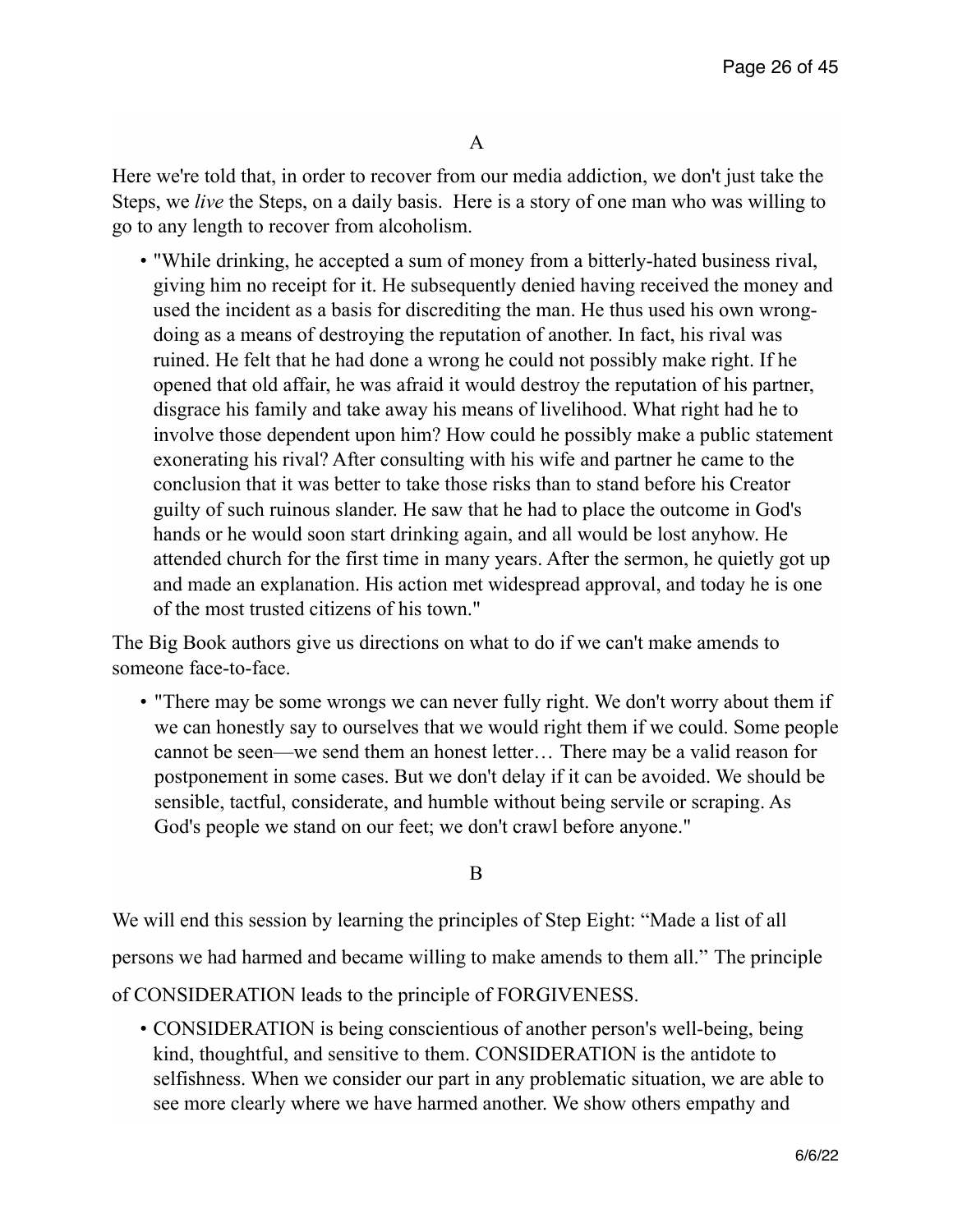A

Here we're told that, in order to recover from our media addiction, we don't just take the Steps, we *live* the Steps, on a daily basis. Here is a story of one man who was willing to go to any length to recover from alcoholism.

- "While drinking, he accepted a sum of money from a bitterly-hated business rival, giving him no receipt for it. He subsequently denied having received the money and used the incident as a basis for discrediting the man. He thus used his own wrong-doing as a means of destroying the reputation of another. In fact, his rival was ruined. He felt that he had done a wrong he could not possibly make right. If he opened that old affair, he was afraid it would destroy the reputation of his partner, disgrace his family and take away his means of livelihood. What right had he to involve those dependent upon him? How could he possibly make a public statement exonerating his rival? After consulting with his wife and partner he came to the conclusion that it was better to take those risks than to stand before his Creator guilty of such ruinous slander. He saw that he had to place the outcome in God's hands or he would soon start drinking again, and all would be lost anyhow. He attended church for the first time in many years. After the sermon, he quietly got up and made an explanation. His action met widespread approval, and today he is one of the most trusted citizens of his town."

The Big Book authors give us directions on what to do if we can't make amends to someone face-to-face.

- "There may be some wrongs we can never fully right. We don't worry about them if we can honestly say to ourselves that we would right them if we could. Some people cannot be seen—we send them an honest letter… There may be a valid reason for postponement in some cases. But we don't delay if it can be avoided. We should be sensible, tactful, considerate, and humble without being servile or scraping. As God's people we stand on our feet; we don't crawl before anyone."

B

We will end this session by learning the principles of Step Eight: "Made a list of all persons we had harmed and became willing to make amends to them all." The principle of CONSIDERATION leads to the principle of FORGIVENESS.

- CONSIDERATION is being conscientious of another person's well-being, being kind, thoughtful, and sensitive to them. CONSIDERATION is the antidote to selfishness. When we consider our part in any problematic situation, we are able to see more clearly where we have harmed another. We show others empathy and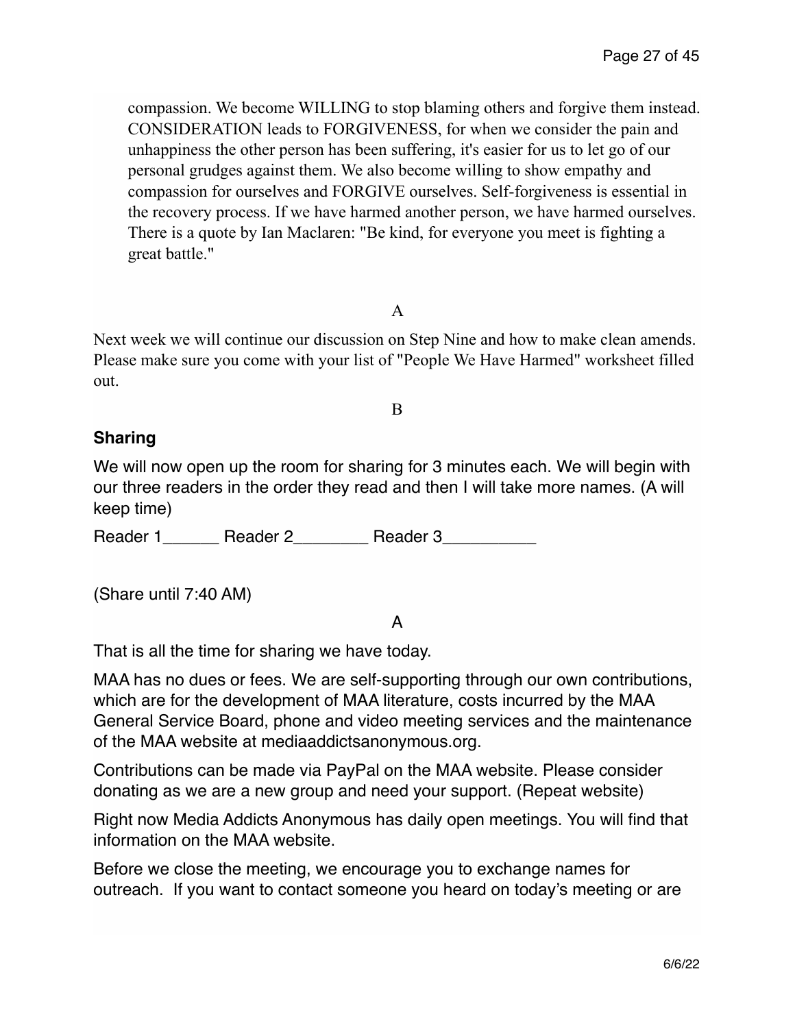compassion. We become WILLING to stop blaming others and forgive them instead. CONSIDERATION leads to FORGIVENESS, for when we consider the pain and unhappiness the other person has been suffering, it's easier for us to let go of our personal grudges against them. We also become willing to show empathy and compassion for ourselves and FORGIVE ourselves. Self-forgiveness is essential in the recovery process. If we have harmed another person, we have harmed ourselves. There is a quote by Ian Maclaren: "Be kind, for everyone you meet is fighting a great battle."

A

Next week we will continue our discussion on Step Nine and how to make clean amends. Please make sure you come with your list of "People We Have Harmed" worksheet filled out.

B

**Sharing**

We will now open up the room for sharing for 3 minutes each. We will begin with our three readers in the order they read and then I will take more names. (A will keep time)

Reader 1______ Reader 2________ Reader 3__________

(Share until 7:40 AM)

A

That is all the time for sharing we have today.

MAA has no dues or fees. We are self-supporting through our own contributions, which are for the development of MAA literature, costs incurred by the MAA General Service Board, phone and video meeting services and the maintenance of the MAA website at mediaaddictsanonymous.org.

Contributions can be made via PayPal on the MAA website. Please consider donating as we are a new group and need your support. (Repeat website)

Right now Media Addicts Anonymous has daily open meetings. You will find that information on the MAA website.

Before we close the meeting, we encourage you to exchange names for outreach. If you want to contact someone you heard on today's meeting or are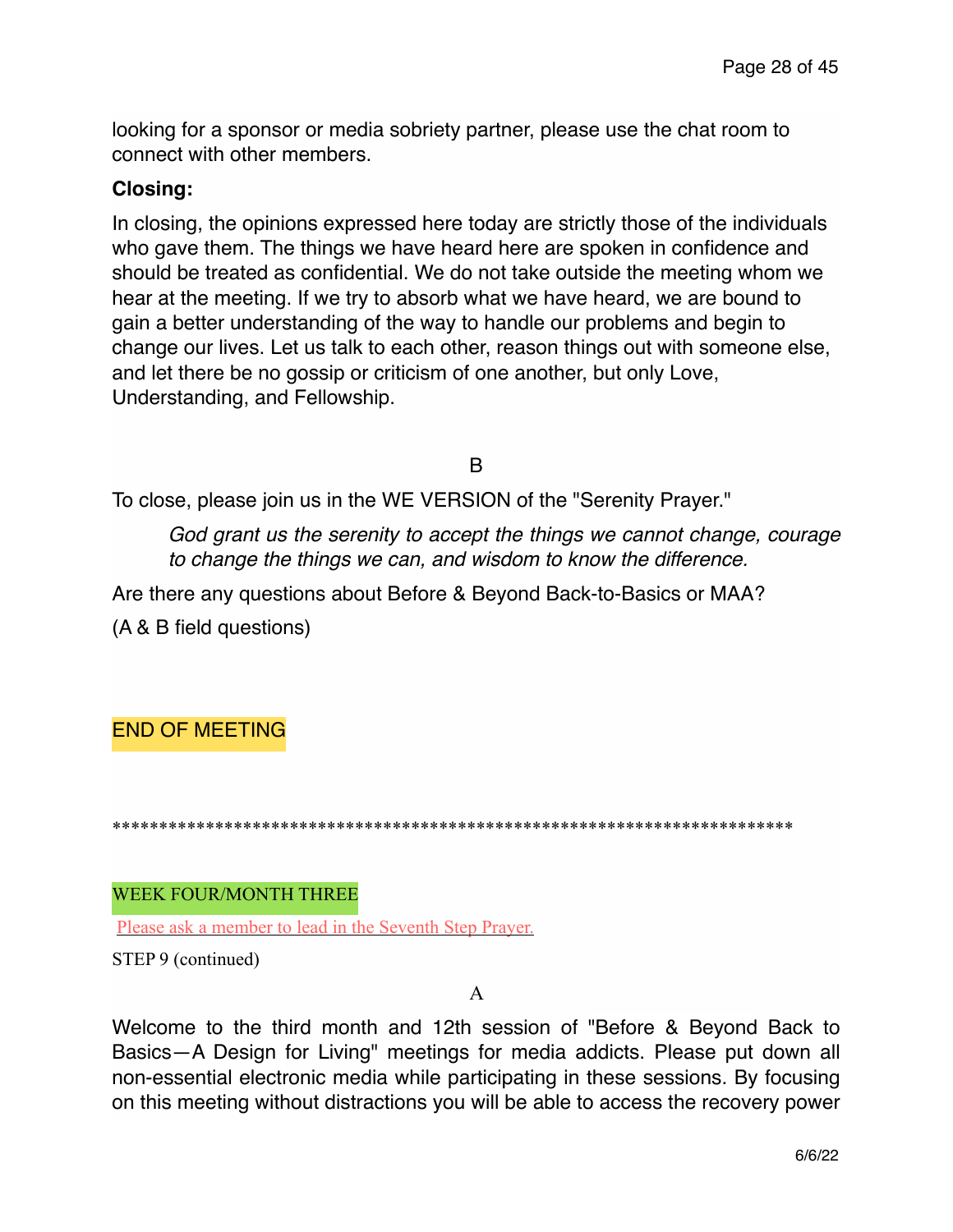looking for a sponsor or media sobriety partner, please use the chat room to connect with other members.

**Closing:**

In closing, the opinions expressed here today are strictly those of the individuals who gave them. The things we have heard here are spoken in confidence and should be treated as confidential. We do not take outside the meeting whom we hear at the meeting. If we try to absorb what we have heard, we are bound to gain a better understanding of the way to handle our problems and begin to change our lives. Let us talk to each other, reason things out with someone else, and let there be no gossip or criticism of one another, but only Love, Understanding, and Fellowship.

B

To close, please join us in the WE VERSION of the "Serenity Prayer."

> *God grant us the serenity to accept the things we cannot change, courage to change the things we can, and wisdom to know the difference.*

Are there any questions about Before & Beyond Back-to-Basics or MAA?

(A & B field questions)

END OF MEETING

*************************************************************************

WEEK FOUR/MONTH THREE

Please ask a member to lead in the Seventh Step Prayer.

STEP 9 (continued)

A

Welcome to the third month and 12th session of "Before & Beyond Back to Basics—A Design for Living" meetings for media addicts. Please put down all non-essential electronic media while participating in these sessions. By focusing on this meeting without distractions you will be able to access the recovery power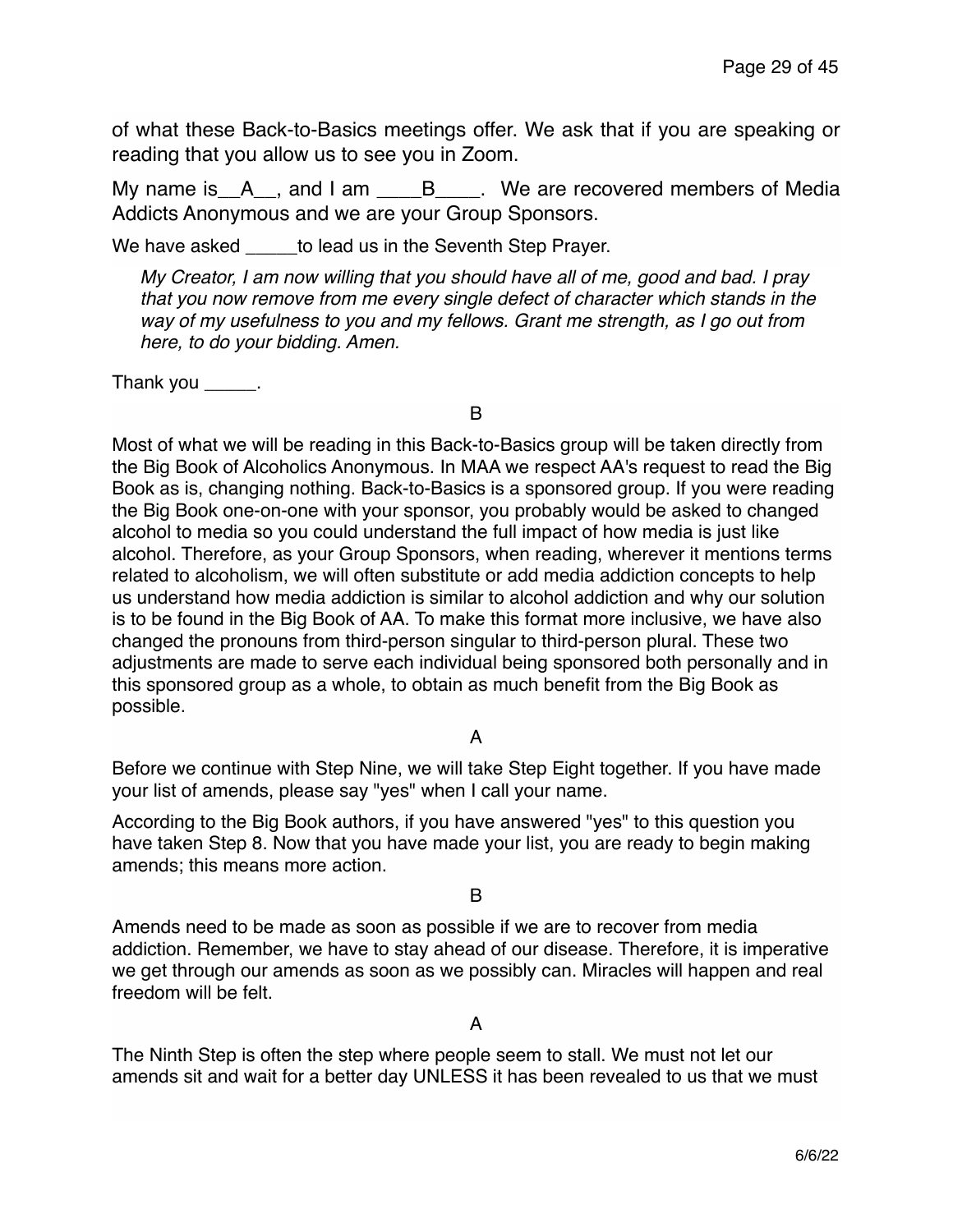of what these Back-to-Basics meetings offer. We ask that if you are speaking or reading that you allow us to see you in Zoom.

My name is__A__, and I am ____B____. We are recovered members of Media Addicts Anonymous and we are your Group Sponsors.

We have asked _____to lead us in the Seventh Step Prayer.

> *My Creator, I am now willing that you should have all of me, good and bad. I pray that you now remove from me every single defect of character which stands in the way of my usefulness to you and my fellows. Grant me strength, as I go out from here, to do your bidding. Amen.*

Thank you _____.

B

Most of what we will be reading in this Back-to-Basics group will be taken directly from the Big Book of Alcoholics Anonymous. In MAA we respect AA's request to read the Big Book as is, changing nothing. Back-to-Basics is a sponsored group. If you were reading the Big Book one-on-one with your sponsor, you probably would be asked to changed alcohol to media so you could understand the full impact of how media is just like alcohol. Therefore, as your Group Sponsors, when reading, wherever it mentions terms related to alcoholism, we will often substitute or add media addiction concepts to help us understand how media addiction is similar to alcohol addiction and why our solution is to be found in the Big Book of AA. To make this format more inclusive, we have also changed the pronouns from third-person singular to third-person plural. These two adjustments are made to serve each individual being sponsored both personally and in this sponsored group as a whole, to obtain as much benefit from the Big Book as possible.

A

Before we continue with Step Nine, we will take Step Eight together. If you have made your list of amends, please say "yes" when I call your name.

According to the Big Book authors, if you have answered "yes" to this question you have taken Step 8. Now that you have made your list, you are ready to begin making amends; this means more action.

B

Amends need to be made as soon as possible if we are to recover from media addiction. Remember, we have to stay ahead of our disease. Therefore, it is imperative we get through our amends as soon as we possibly can. Miracles will happen and real freedom will be felt.

A

The Ninth Step is often the step where people seem to stall. We must not let our amends sit and wait for a better day UNLESS it has been revealed to us that we must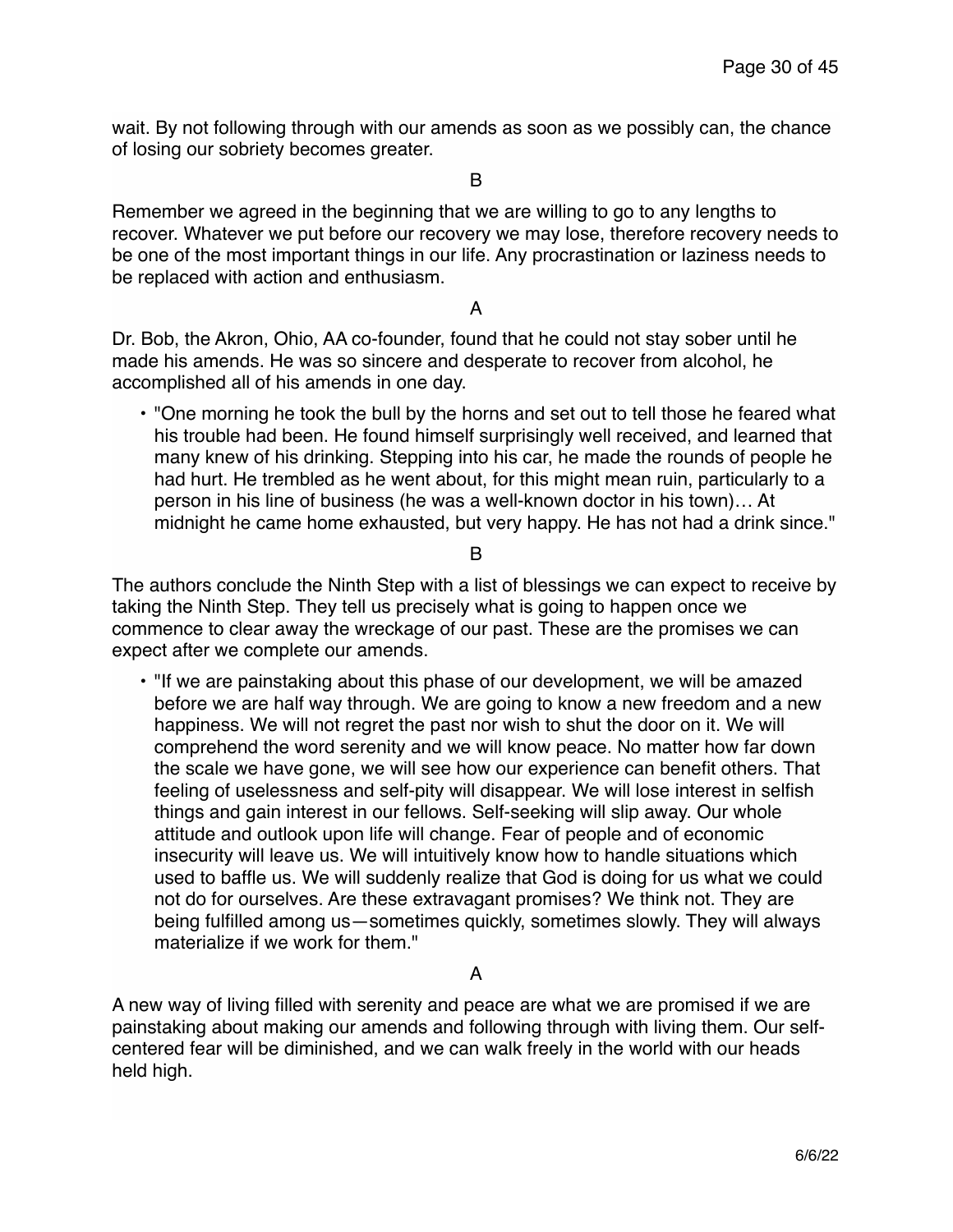wait. By not following through with our amends as soon as we possibly can, the chance of losing our sobriety becomes greater.

B

Remember we agreed in the beginning that we are willing to go to any lengths to recover. Whatever we put before our recovery we may lose, therefore recovery needs to be one of the most important things in our life. Any procrastination or laziness needs to be replaced with action and enthusiasm.

A

Dr. Bob, the Akron, Ohio, AA co-founder, found that he could not stay sober until he made his amends. He was so sincere and desperate to recover from alcohol, he accomplished all of his amends in one day.

- "One morning he took the bull by the horns and set out to tell those he feared what his trouble had been. He found himself surprisingly well received, and learned that many knew of his drinking. Stepping into his car, he made the rounds of people he had hurt. He trembled as he went about, for this might mean ruin, particularly to a person in his line of business (he was a well-known doctor in his town)… At midnight he came home exhausted, but very happy. He has not had a drink since."

B

The authors conclude the Ninth Step with a list of blessings we can expect to receive by taking the Ninth Step. They tell us precisely what is going to happen once we commence to clear away the wreckage of our past. These are the promises we can expect after we complete our amends.

- "If we are painstaking about this phase of our development, we will be amazed before we are half way through. We are going to know a new freedom and a new happiness. We will not regret the past nor wish to shut the door on it. We will comprehend the word serenity and we will know peace. No matter how far down the scale we have gone, we will see how our experience can benefit others. That feeling of uselessness and self-pity will disappear. We will lose interest in selfish things and gain interest in our fellows. Self-seeking will slip away. Our whole attitude and outlook upon life will change. Fear of people and of economic insecurity will leave us. We will intuitively know how to handle situations which used to baffle us. We will suddenly realize that God is doing for us what we could not do for ourselves. Are these extravagant promises? We think not. They are being fulfilled among us—sometimes quickly, sometimes slowly. They will always materialize if we work for them."

A

A new way of living filled with serenity and peace are what we are promised if we are painstaking about making our amends and following through with living them. Our self-centered fear will be diminished, and we can walk freely in the world with our heads held high.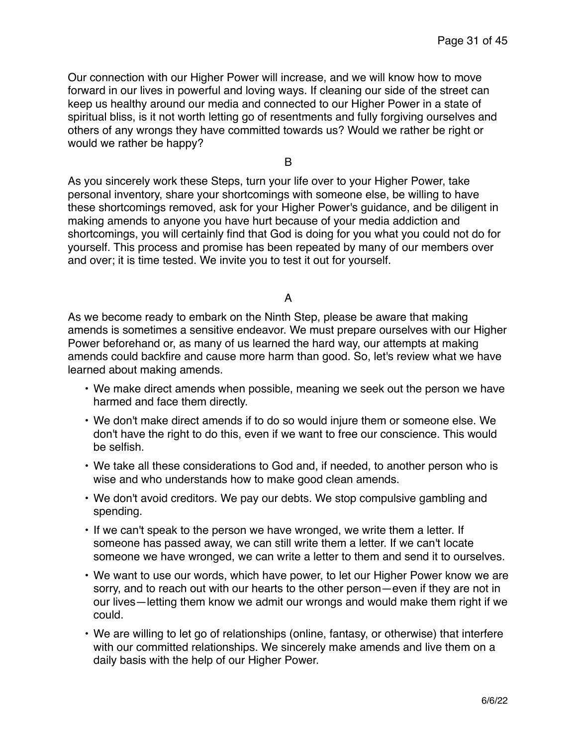Our connection with our Higher Power will increase, and we will know how to move forward in our lives in powerful and loving ways. If cleaning our side of the street can keep us healthy around our media and connected to our Higher Power in a state of spiritual bliss, is it not worth letting go of resentments and fully forgiving ourselves and others of any wrongs they have committed towards us? Would we rather be right or would we rather be happy?

B

As you sincerely work these Steps, turn your life over to your Higher Power, take personal inventory, share your shortcomings with someone else, be willing to have these shortcomings removed, ask for your Higher Power's guidance, and be diligent in making amends to anyone you have hurt because of your media addiction and shortcomings, you will certainly find that God is doing for you what you could not do for yourself. This process and promise has been repeated by many of our members over and over; it is time tested. We invite you to test it out for yourself.

A

As we become ready to embark on the Ninth Step, please be aware that making amends is sometimes a sensitive endeavor. We must prepare ourselves with our Higher Power beforehand or, as many of us learned the hard way, our attempts at making amends could backfire and cause more harm than good. So, let's review what we have learned about making amends.

- We make direct amends when possible, meaning we seek out the person we have harmed and face them directly.
- We don't make direct amends if to do so would injure them or someone else. We don't have the right to do this, even if we want to free our conscience. This would be selfish.
- We take all these considerations to God and, if needed, to another person who is wise and who understands how to make good clean amends.
- We don't avoid creditors. We pay our debts. We stop compulsive gambling and spending.
- If we can't speak to the person we have wronged, we write them a letter. If someone has passed away, we can still write them a letter. If we can't locate someone we have wronged, we can write a letter to them and send it to ourselves.
- We want to use our words, which have power, to let our Higher Power know we are sorry, and to reach out with our hearts to the other person—even if they are not in our lives—letting them know we admit our wrongs and would make them right if we could.
- We are willing to let go of relationships (online, fantasy, or otherwise) that interfere with our committed relationships. We sincerely make amends and live them on a daily basis with the help of our Higher Power.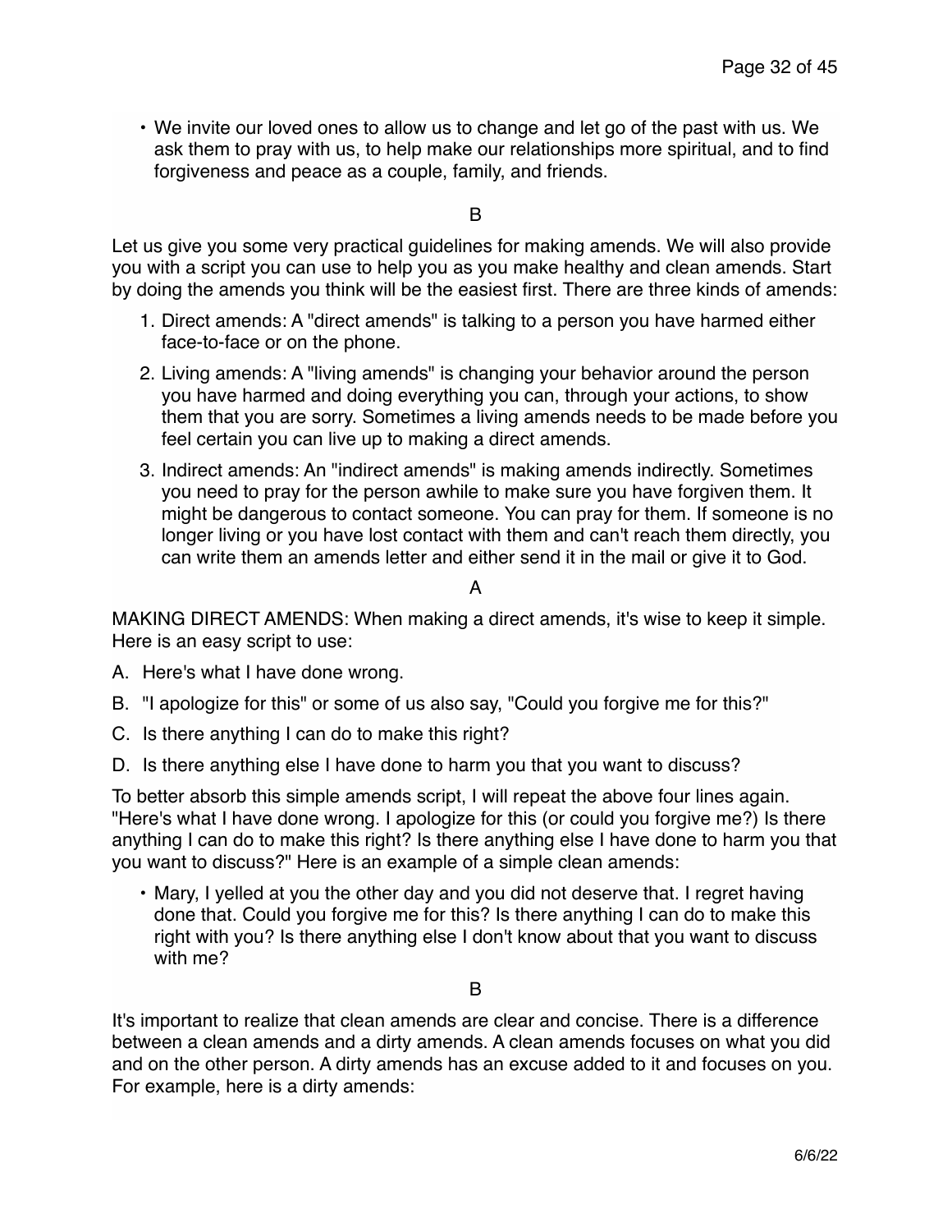- We invite our loved ones to allow us to change and let go of the past with us. We ask them to pray with us, to help make our relationships more spiritual, and to find forgiveness and peace as a couple, family, and friends.

B

Let us give you some very practical guidelines for making amends. We will also provide you with a script you can use to help you as you make healthy and clean amends. Start by doing the amends you think will be the easiest first. There are three kinds of amends:

1. Direct amends: A "direct amends" is talking to a person you have harmed either face-to-face or on the phone.
2. Living amends: A "living amends" is changing your behavior around the person you have harmed and doing everything you can, through your actions, to show them that you are sorry. Sometimes a living amends needs to be made before you feel certain you can live up to making a direct amends.
3. Indirect amends: An "indirect amends" is making amends indirectly. Sometimes you need to pray for the person awhile to make sure you have forgiven them. It might be dangerous to contact someone. You can pray for them. If someone is no longer living or you have lost contact with them and can't reach them directly, you can write them an amends letter and either send it in the mail or give it to God.

A

MAKING DIRECT AMENDS: When making a direct amends, it's wise to keep it simple. Here is an easy script to use:

A. Here's what I have done wrong.

B. "I apologize for this" or some of us also say, "Could you forgive me for this?"

C. Is there anything I can do to make this right?

D. Is there anything else I have done to harm you that you want to discuss?

To better absorb this simple amends script, I will repeat the above four lines again. "Here's what I have done wrong. I apologize for this (or could you forgive me?) Is there anything I can do to make this right? Is there anything else I have done to harm you that you want to discuss?" Here is an example of a simple clean amends:

- Mary, I yelled at you the other day and you did not deserve that. I regret having done that. Could you forgive me for this? Is there anything I can do to make this right with you? Is there anything else I don't know about that you want to discuss with me?

B

It's important to realize that clean amends are clear and concise. There is a difference between a clean amends and a dirty amends. A clean amends focuses on what you did and on the other person. A dirty amends has an excuse added to it and focuses on you. For example, here is a dirty amends: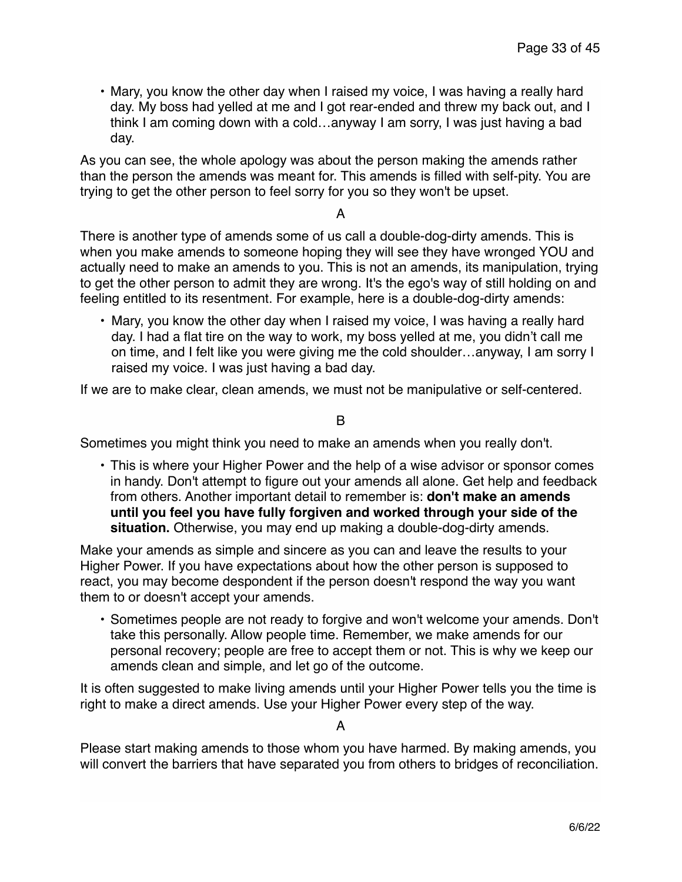- Mary, you know the other day when I raised my voice, I was having a really hard day. My boss had yelled at me and I got rear-ended and threw my back out, and I think I am coming down with a cold…anyway I am sorry, I was just having a bad day.

As you can see, the whole apology was about the person making the amends rather than the person the amends was meant for. This amends is filled with self-pity. You are trying to get the other person to feel sorry for you so they won't be upset.

A

There is another type of amends some of us call a double-dog-dirty amends. This is when you make amends to someone hoping they will see they have wronged YOU and actually need to make an amends to you. This is not an amends, its manipulation, trying to get the other person to admit they are wrong. It's the ego's way of still holding on and feeling entitled to its resentment. For example, here is a double-dog-dirty amends:

- Mary, you know the other day when I raised my voice, I was having a really hard day. I had a flat tire on the way to work, my boss yelled at me, you didn't call me on time, and I felt like you were giving me the cold shoulder…anyway, I am sorry I raised my voice. I was just having a bad day.

If we are to make clear, clean amends, we must not be manipulative or self-centered.

B

Sometimes you might think you need to make an amends when you really don't.

- This is where your Higher Power and the help of a wise advisor or sponsor comes in handy. Don't attempt to figure out your amends all alone. Get help and feedback from others. Another important detail to remember is: **don't make an amends until you feel you have fully forgiven and worked through your side of the situation.** Otherwise, you may end up making a double-dog-dirty amends.

Make your amends as simple and sincere as you can and leave the results to your Higher Power. If you have expectations about how the other person is supposed to react, you may become despondent if the person doesn't respond the way you want them to or doesn't accept your amends.

- Sometimes people are not ready to forgive and won't welcome your amends. Don't take this personally. Allow people time. Remember, we make amends for our personal recovery; people are free to accept them or not. This is why we keep our amends clean and simple, and let go of the outcome.

It is often suggested to make living amends until your Higher Power tells you the time is right to make a direct amends. Use your Higher Power every step of the way.

A

Please start making amends to those whom you have harmed. By making amends, you will convert the barriers that have separated you from others to bridges of reconciliation.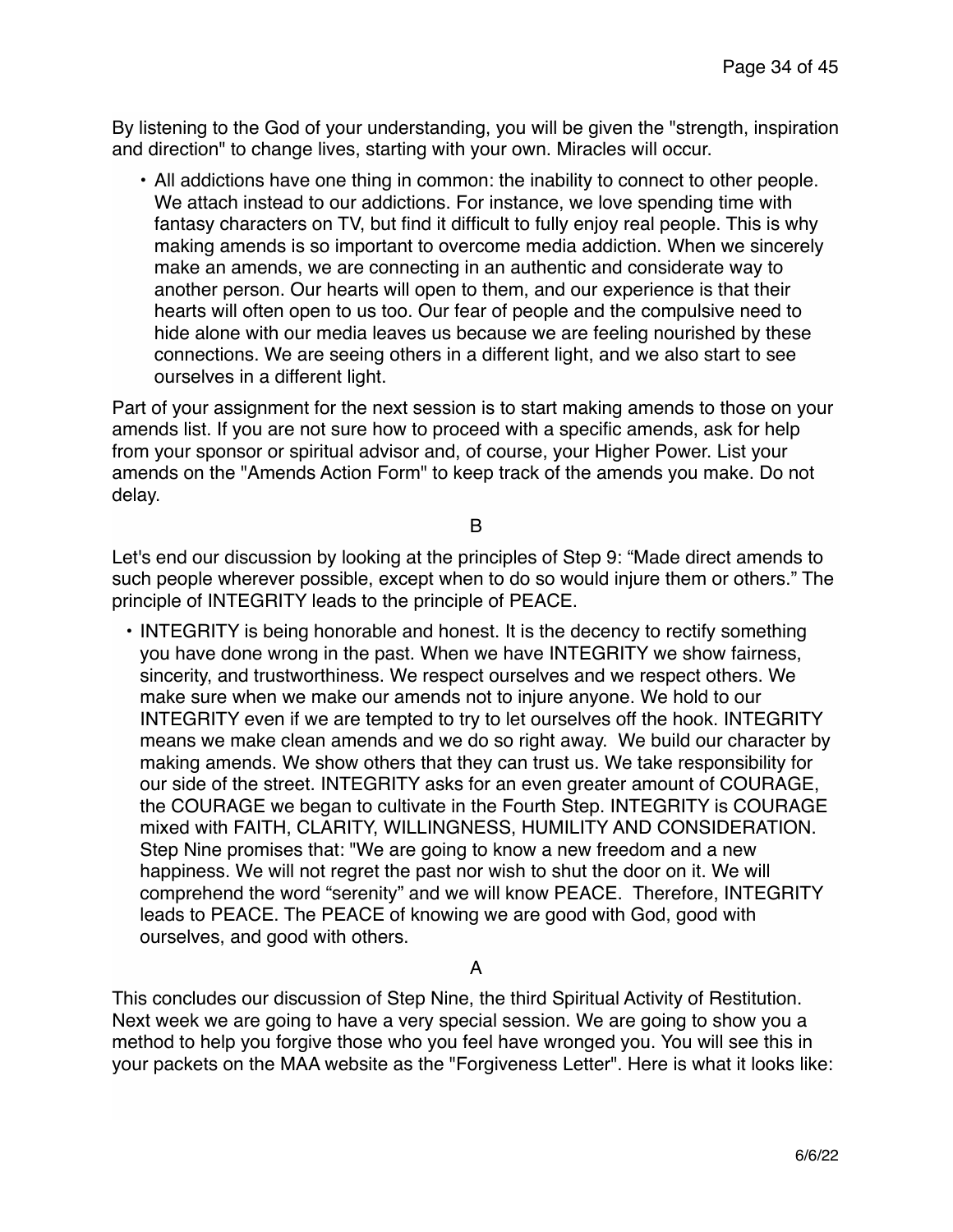By listening to the God of your understanding, you will be given the "strength, inspiration and direction" to change lives, starting with your own. Miracles will occur.

- All addictions have one thing in common: the inability to connect to other people. We attach instead to our addictions. For instance, we love spending time with fantasy characters on TV, but find it difficult to fully enjoy real people. This is why making amends is so important to overcome media addiction. When we sincerely make an amends, we are connecting in an authentic and considerate way to another person. Our hearts will open to them, and our experience is that their hearts will often open to us too. Our fear of people and the compulsive need to hide alone with our media leaves us because we are feeling nourished by these connections. We are seeing others in a different light, and we also start to see ourselves in a different light.

Part of your assignment for the next session is to start making amends to those on your amends list. If you are not sure how to proceed with a specific amends, ask for help from your sponsor or spiritual advisor and, of course, your Higher Power. List your amends on the "Amends Action Form" to keep track of the amends you make. Do not delay.

B

Let's end our discussion by looking at the principles of Step 9: “Made direct amends to such people wherever possible, except when to do so would injure them or others.” The principle of INTEGRITY leads to the principle of PEACE.

- INTEGRITY is being honorable and honest. It is the decency to rectify something you have done wrong in the past. When we have INTEGRITY we show fairness, sincerity, and trustworthiness. We respect ourselves and we respect others. We make sure when we make our amends not to injure anyone. We hold to our INTEGRITY even if we are tempted to try to let ourselves off the hook. INTEGRITY means we make clean amends and we do so right away. We build our character by making amends. We show others that they can trust us. We take responsibility for our side of the street. INTEGRITY asks for an even greater amount of COURAGE, the COURAGE we began to cultivate in the Fourth Step. INTEGRITY is COURAGE mixed with FAITH, CLARITY, WILLINGNESS, HUMILITY AND CONSIDERATION. Step Nine promises that: "We are going to know a new freedom and a new happiness. We will not regret the past nor wish to shut the door on it. We will comprehend the word “serenity” and we will know PEACE. Therefore, INTEGRITY leads to PEACE. The PEACE of knowing we are good with God, good with ourselves, and good with others.

A

This concludes our discussion of Step Nine, the third Spiritual Activity of Restitution. Next week we are going to have a very special session. We are going to show you a method to help you forgive those who you feel have wronged you. You will see this in your packets on the MAA website as the "Forgiveness Letter". Here is what it looks like: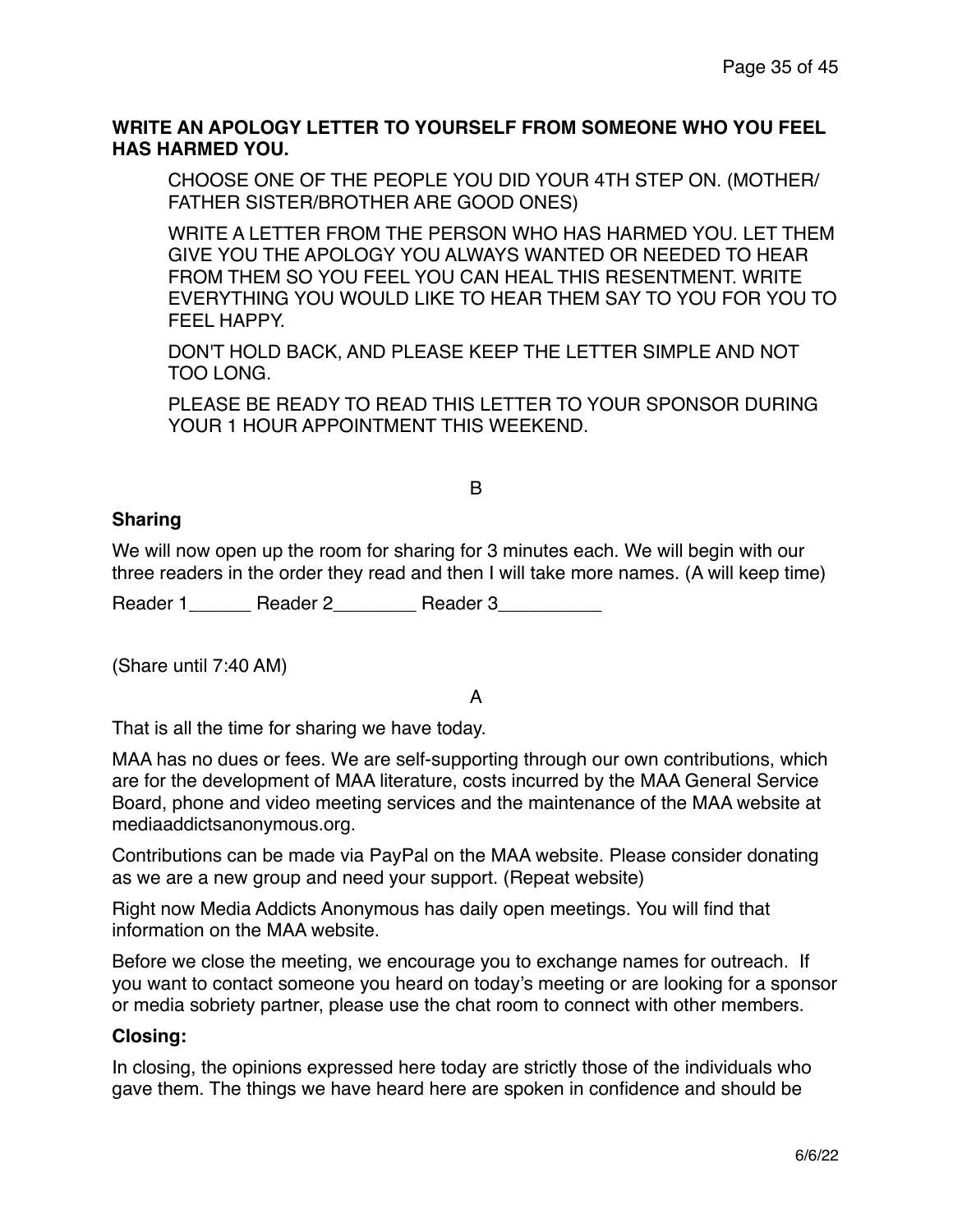**WRITE AN APOLOGY LETTER TO YOURSELF FROM SOMEONE WHO YOU FEEL HAS HARMED YOU.**

> CHOOSE ONE OF THE PEOPLE YOU DID YOUR 4TH STEP ON. (MOTHER/ FATHER SISTER/BROTHER ARE GOOD ONES)
>
> WRITE A LETTER FROM THE PERSON WHO HAS HARMED YOU. LET THEM GIVE YOU THE APOLOGY YOU ALWAYS WANTED OR NEEDED TO HEAR FROM THEM SO YOU FEEL YOU CAN HEAL THIS RESENTMENT. WRITE EVERYTHING YOU WOULD LIKE TO HEAR THEM SAY TO YOU FOR YOU TO FEEL HAPPY.
>
> DON'T HOLD BACK, AND PLEASE KEEP THE LETTER SIMPLE AND NOT TOO LONG.
>
> PLEASE BE READY TO READ THIS LETTER TO YOUR SPONSOR DURING YOUR 1 HOUR APPOINTMENT THIS WEEKEND.

B

**Sharing**

We will now open up the room for sharing for 3 minutes each. We will begin with our three readers in the order they read and then I will take more names. (A will keep time)

Reader 1______ Reader 2________ Reader 3__________

(Share until 7:40 AM)

A

That is all the time for sharing we have today.

MAA has no dues or fees. We are self-supporting through our own contributions, which are for the development of MAA literature, costs incurred by the MAA General Service Board, phone and video meeting services and the maintenance of the MAA website at mediaaddictsanonymous.org.

Contributions can be made via PayPal on the MAA website. Please consider donating as we are a new group and need your support. (Repeat website)

Right now Media Addicts Anonymous has daily open meetings. You will find that information on the MAA website.

Before we close the meeting, we encourage you to exchange names for outreach. If you want to contact someone you heard on today's meeting or are looking for a sponsor or media sobriety partner, please use the chat room to connect with other members.

**Closing:**

In closing, the opinions expressed here today are strictly those of the individuals who gave them. The things we have heard here are spoken in confidence and should be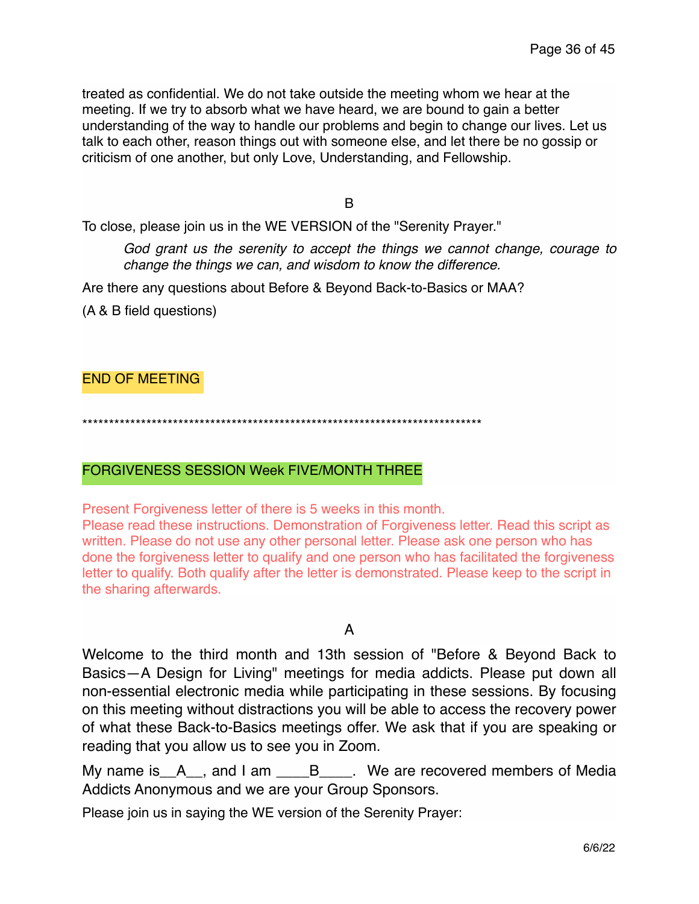treated as confidential. We do not take outside the meeting whom we hear at the meeting. If we try to absorb what we have heard, we are bound to gain a better understanding of the way to handle our problems and begin to change our lives. Let us talk to each other, reason things out with someone else, and let there be no gossip or criticism of one another, but only Love, Understanding, and Fellowship.

B

To close, please join us in the WE VERSION of the "Serenity Prayer."

> *God grant us the serenity to accept the things we cannot change, courage to change the things we can, and wisdom to know the difference.*

Are there any questions about Before & Beyond Back-to-Basics or MAA?

(A & B field questions)

END OF MEETING

*****************************************************************************

## FORGIVENESS SESSION Week FIVE/MONTH THREE

Present Forgiveness letter of there is 5 weeks in this month.
Please read these instructions. Demonstration of Forgiveness letter. Read this script as written. Please do not use any other personal letter. Please ask one person who has done the forgiveness letter to qualify and one person who has facilitated the forgiveness letter to qualify. Both qualify after the letter is demonstrated. Please keep to the script in the sharing afterwards.

A

Welcome to the third month and 13th session of "Before & Beyond Back to Basics—A Design for Living" meetings for media addicts. Please put down all non-essential electronic media while participating in these sessions. By focusing on this meeting without distractions you will be able to access the recovery power of what these Back-to-Basics meetings offer. We ask that if you are speaking or reading that you allow us to see you in Zoom.

My name is__A__, and I am ____B____. We are recovered members of Media Addicts Anonymous and we are your Group Sponsors.

Please join us in saying the WE version of the Serenity Prayer:

6/6/22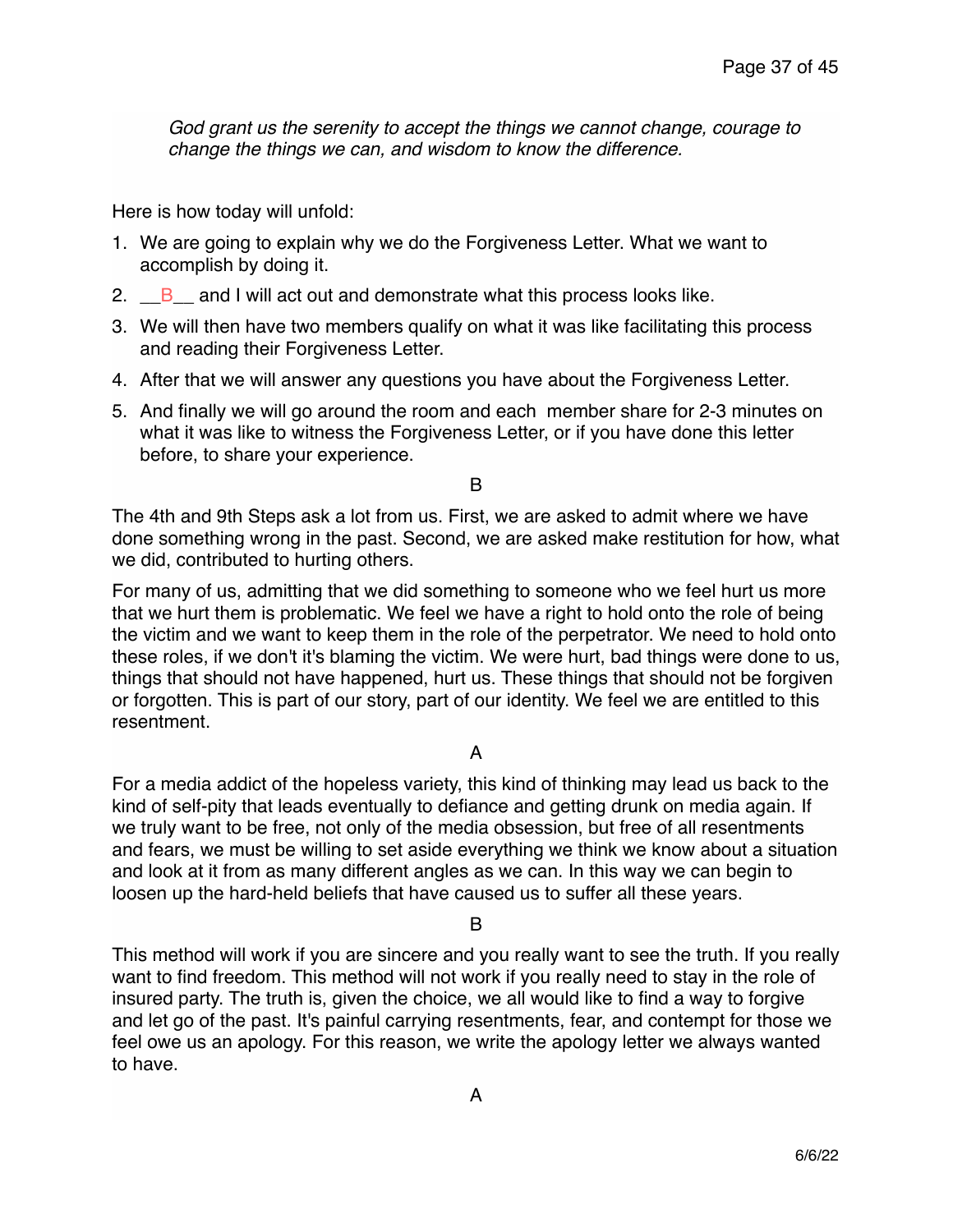*God grant us the serenity to accept the things we cannot change, courage to change the things we can, and wisdom to know the difference.*

Here is how today will unfold:

1. We are going to explain why we do the Forgiveness Letter. What we want to accomplish by doing it.
2. __B__ and I will act out and demonstrate what this process looks like.
3. We will then have two members qualify on what it was like facilitating this process and reading their Forgiveness Letter.
4. After that we will answer any questions you have about the Forgiveness Letter.
5. And finally we will go around the room and each member share for 2-3 minutes on what it was like to witness the Forgiveness Letter, or if you have done this letter before, to share your experience.

B

The 4th and 9th Steps ask a lot from us. First, we are asked to admit where we have done something wrong in the past. Second, we are asked make restitution for how, what we did, contributed to hurting others.

For many of us, admitting that we did something to someone who we feel hurt us more that we hurt them is problematic. We feel we have a right to hold onto the role of being the victim and we want to keep them in the role of the perpetrator. We need to hold onto these roles, if we don't it's blaming the victim. We were hurt, bad things were done to us, things that should not have happened, hurt us. These things that should not be forgiven or forgotten. This is part of our story, part of our identity. We feel we are entitled to this resentment.

A

For a media addict of the hopeless variety, this kind of thinking may lead us back to the kind of self-pity that leads eventually to defiance and getting drunk on media again. If we truly want to be free, not only of the media obsession, but free of all resentments and fears, we must be willing to set aside everything we think we know about a situation and look at it from as many different angles as we can. In this way we can begin to loosen up the hard-held beliefs that have caused us to suffer all these years.

B

This method will work if you are sincere and you really want to see the truth. If you really want to find freedom. This method will not work if you really need to stay in the role of insured party. The truth is, given the choice, we all would like to find a way to forgive and let go of the past. It's painful carrying resentments, fear, and contempt for those we feel owe us an apology. For this reason, we write the apology letter we always wanted to have.

A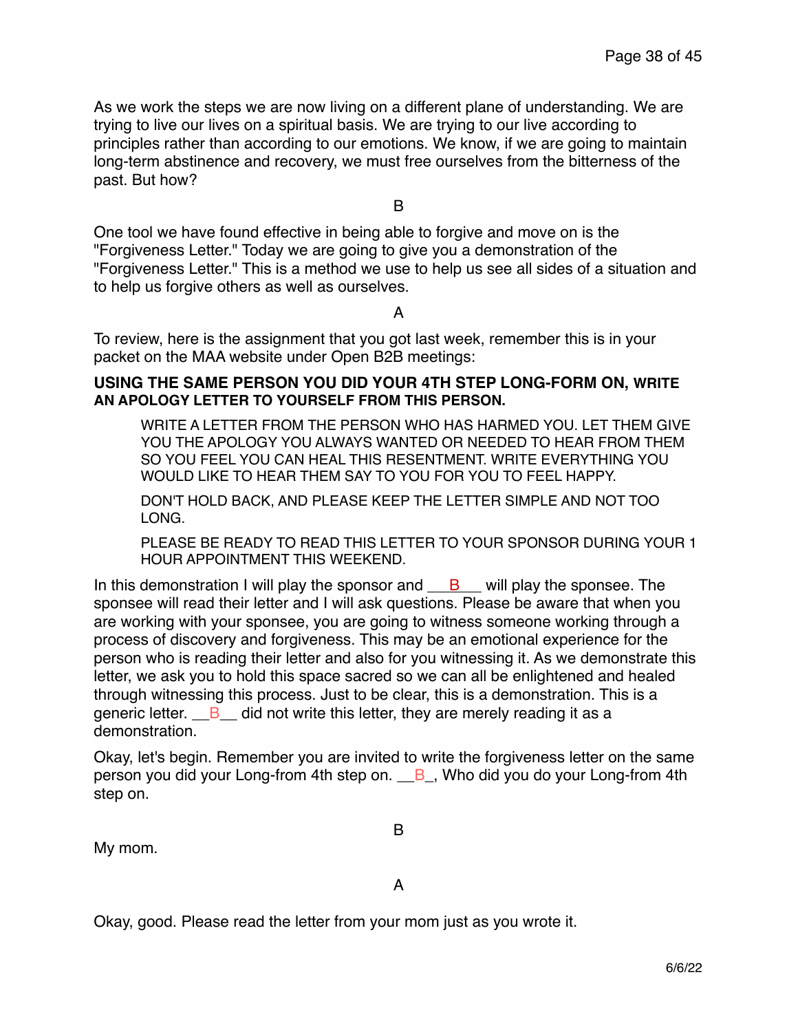As we work the steps we are now living on a different plane of understanding. We are trying to live our lives on a spiritual basis. We are trying to our live according to principles rather than according to our emotions. We know, if we are going to maintain long-term abstinence and recovery, we must free ourselves from the bitterness of the past. But how?

B

One tool we have found effective in being able to forgive and move on is the "Forgiveness Letter." Today we are going to give you a demonstration of the "Forgiveness Letter." This is a method we use to help us see all sides of a situation and to help us forgive others as well as ourselves.

A

To review, here is the assignment that you got last week, remember this is in your packet on the MAA website under Open B2B meetings:

**USING THE SAME PERSON YOU DID YOUR 4TH STEP LONG-FORM ON, WRITE AN APOLOGY LETTER TO YOURSELF FROM THIS PERSON.**

> WRITE A LETTER FROM THE PERSON WHO HAS HARMED YOU. LET THEM GIVE YOU THE APOLOGY YOU ALWAYS WANTED OR NEEDED TO HEAR FROM THEM SO YOU FEEL YOU CAN HEAL THIS RESENTMENT. WRITE EVERYTHING YOU WOULD LIKE TO HEAR THEM SAY TO YOU FOR YOU TO FEEL HAPPY.
>
> DON'T HOLD BACK, AND PLEASE KEEP THE LETTER SIMPLE AND NOT TOO LONG.
>
> PLEASE BE READY TO READ THIS LETTER TO YOUR SPONSOR DURING YOUR 1 HOUR APPOINTMENT THIS WEEKEND.

In this demonstration I will play the sponsor and \_\_B\_\_ will play the sponsee. The sponsee will read their letter and I will ask questions. Please be aware that when you are working with your sponsee, you are going to witness someone working through a process of discovery and forgiveness. This may be an emotional experience for the person who is reading their letter and also for you witnessing it. As we demonstrate this letter, we ask you to hold this space sacred so we can all be enlightened and healed through witnessing this process. Just to be clear, this is a demonstration. This is a generic letter. \_\_B\_\_ did not write this letter, they are merely reading it as a demonstration.

Okay, let's begin. Remember you are invited to write the forgiveness letter on the same person you did your Long-from 4th step on. \_\_B\_, Who did you do your Long-from 4th step on.

B

My mom.

A

Okay, good. Please read the letter from your mom just as you wrote it.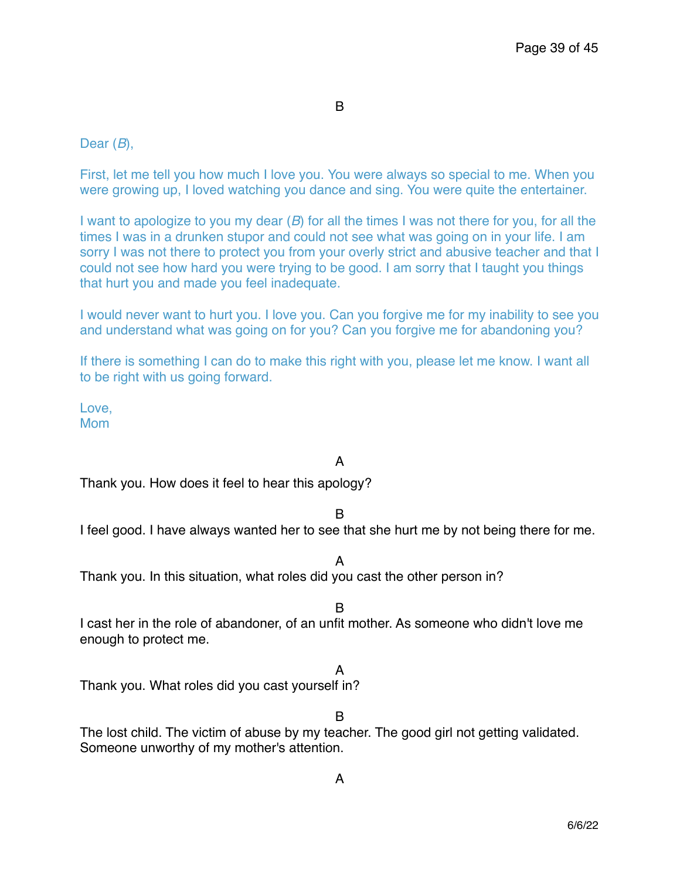B

Dear (*B*),

First, let me tell you how much I love you. You were always so special to me. When you were growing up, I loved watching you dance and sing. You were quite the entertainer.

I want to apologize to you my dear (*B*) for all the times I was not there for you, for all the times I was in a drunken stupor and could not see what was going on in your life. I am sorry I was not there to protect you from your overly strict and abusive teacher and that I could not see how hard you were trying to be good. I am sorry that I taught you things that hurt you and made you feel inadequate.

I would never want to hurt you. I love you. Can you forgive me for my inability to see you and understand what was going on for you? Can you forgive me for abandoning you?

If there is something I can do to make this right with you, please let me know. I want all to be right with us going forward.

Love,
Mom

A

Thank you. How does it feel to hear this apology?

B

I feel good. I have always wanted her to see that she hurt me by not being there for me.

A

Thank you. In this situation, what roles did you cast the other person in?

B

I cast her in the role of abandoner, of an unfit mother. As someone who didn't love me enough to protect me.

A

Thank you. What roles did you cast yourself in?

B

The lost child. The victim of abuse by my teacher. The good girl not getting validated. Someone unworthy of my mother's attention.

A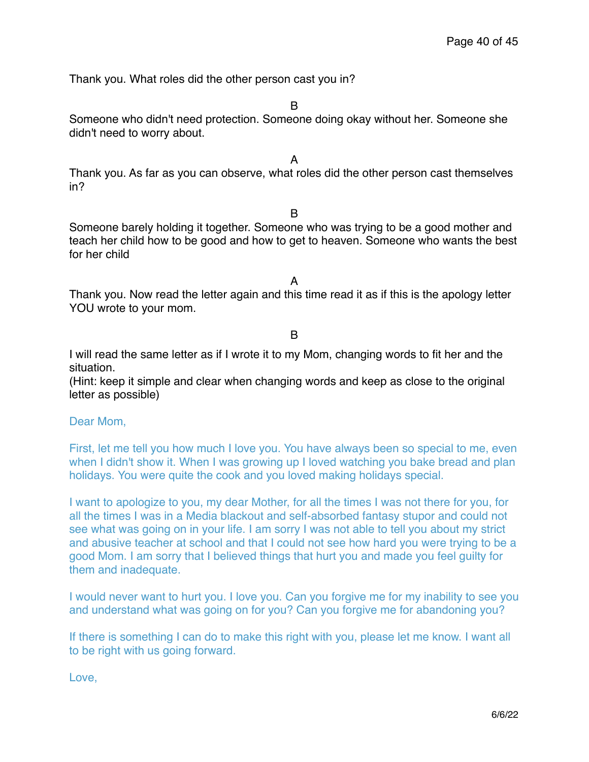Thank you. What roles did the other person cast you in?

B

Someone who didn't need protection. Someone doing okay without her. Someone she didn't need to worry about.

A

Thank you. As far as you can observe, what roles did the other person cast themselves in?

B

Someone barely holding it together. Someone who was trying to be a good mother and teach her child how to be good and how to get to heaven. Someone who wants the best for her child

A

Thank you. Now read the letter again and this time read it as if this is the apology letter YOU wrote to your mom.

B

I will read the same letter as if I wrote it to my Mom, changing words to fit her and the situation.
(Hint: keep it simple and clear when changing words and keep as close to the original letter as possible)

Dear Mom,

First, let me tell you how much I love you. You have always been so special to me, even when I didn't show it. When I was growing up I loved watching you bake bread and plan holidays. You were quite the cook and you loved making holidays special.

I want to apologize to you, my dear Mother, for all the times I was not there for you, for all the times I was in a Media blackout and self-absorbed fantasy stupor and could not see what was going on in your life. I am sorry I was not able to tell you about my strict and abusive teacher at school and that I could not see how hard you were trying to be a good Mom. I am sorry that I believed things that hurt you and made you feel guilty for them and inadequate.

I would never want to hurt you. I love you. Can you forgive me for my inability to see you and understand what was going on for you? Can you forgive me for abandoning you?

If there is something I can do to make this right with you, please let me know. I want all to be right with us going forward.

Love,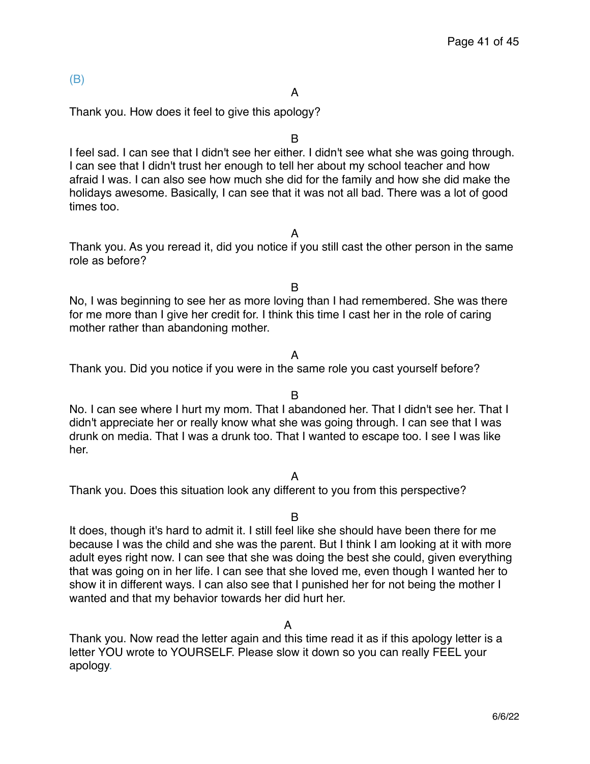(B)

A

Thank you. How does it feel to give this apology?

B

I feel sad. I can see that I didn't see her either. I didn't see what she was going through. I can see that I didn't trust her enough to tell her about my school teacher and how afraid I was. I can also see how much she did for the family and how she did make the holidays awesome. Basically, I can see that it was not all bad. There was a lot of good times too.

A

Thank you. As you reread it, did you notice if you still cast the other person in the same role as before?

B

No, I was beginning to see her as more loving than I had remembered. She was there for me more than I give her credit for. I think this time I cast her in the role of caring mother rather than abandoning mother.

A

Thank you. Did you notice if you were in the same role you cast yourself before?

B

No. I can see where I hurt my mom. That I abandoned her. That I didn't see her. That I didn't appreciate her or really know what she was going through. I can see that I was drunk on media. That I was a drunk too. That I wanted to escape too. I see I was like her.

A

Thank you. Does this situation look any different to you from this perspective?

B

It does, though it's hard to admit it. I still feel like she should have been there for me because I was the child and she was the parent. But I think I am looking at it with more adult eyes right now. I can see that she was doing the best she could, given everything that was going on in her life. I can see that she loved me, even though I wanted her to show it in different ways. I can also see that I punished her for not being the mother I wanted and that my behavior towards her did hurt her.

A

Thank you. Now read the letter again and this time read it as if this apology letter is a letter YOU wrote to YOURSELF. Please slow it down so you can really FEEL your apology.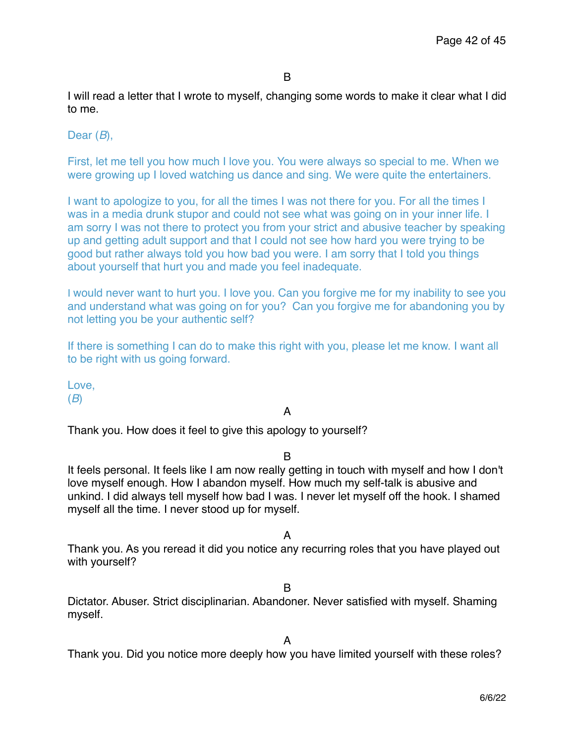B

I will read a letter that I wrote to myself, changing some words to make it clear what I did to me.

Dear (*B*),

First, let me tell you how much I love you. You were always so special to me. When we were growing up I loved watching us dance and sing. We were quite the entertainers.

I want to apologize to you, for all the times I was not there for you. For all the times I was in a media drunk stupor and could not see what was going on in your inner life. I am sorry I was not there to protect you from your strict and abusive teacher by speaking up and getting adult support and that I could not see how hard you were trying to be good but rather always told you how bad you were. I am sorry that I told you things about yourself that hurt you and made you feel inadequate.

I would never want to hurt you. I love you. Can you forgive me for my inability to see you and understand what was going on for you? Can you forgive me for abandoning you by not letting you be your authentic self?

If there is something I can do to make this right with you, please let me know. I want all to be right with us going forward.

Love,
(*B*)

A

Thank you. How does it feel to give this apology to yourself?

B

It feels personal. It feels like I am now really getting in touch with myself and how I don't love myself enough. How I abandon myself. How much my self-talk is abusive and unkind. I did always tell myself how bad I was. I never let myself off the hook. I shamed myself all the time. I never stood up for myself.

A

Thank you. As you reread it did you notice any recurring roles that you have played out with yourself?

B

Dictator. Abuser. Strict disciplinarian. Abandoner. Never satisfied with myself. Shaming myself.

A

Thank you. Did you notice more deeply how you have limited yourself with these roles?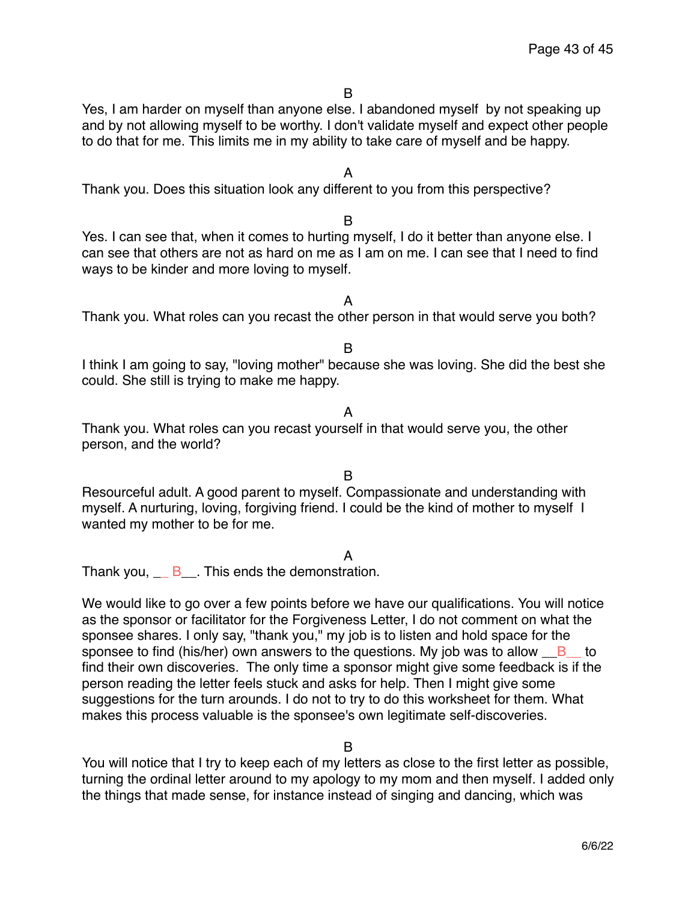B

Yes, I am harder on myself than anyone else. I abandoned myself  by not speaking up and by not allowing myself to be worthy. I don't validate myself and expect other people to do that for me. This limits me in my ability to take care of myself and be happy.

A

Thank you. Does this situation look any different to you from this perspective?

B

Yes. I can see that, when it comes to hurting myself, I do it better than anyone else. I can see that others are not as hard on me as I am on me. I can see that I need to find ways to be kinder and more loving to myself.

A

Thank you. What roles can you recast the other person in that would serve you both?

B

I think I am going to say, "loving mother" because she was loving. She did the best she could. She still is trying to make me happy.

A

Thank you. What roles can you recast yourself in that would serve you, the other person, and the world?

B

Resourceful adult. A good parent to myself. Compassionate and understanding with myself. A nurturing, loving, forgiving friend. I could be the kind of mother to myself  I wanted my mother to be for me.

A

Thank you, __ B__. This ends the demonstration.

We would like to go over a few points before we have our qualifications. You will notice as the sponsor or facilitator for the Forgiveness Letter, I do not comment on what the sponsee shares. I only say, "thank you," my job is to listen and hold space for the sponsee to find (his/her) own answers to the questions. My job was to allow __B__ to find their own discoveries.  The only time a sponsor might give some feedback is if the person reading the letter feels stuck and asks for help. Then I might give some suggestions for the turn arounds. I do not to try to do this worksheet for them. What makes this process valuable is the sponsee's own legitimate self-discoveries.

B

You will notice that I try to keep each of my letters as close to the first letter as possible, turning the ordinal letter around to my apology to my mom and then myself. I added only the things that made sense, for instance instead of singing and dancing, which was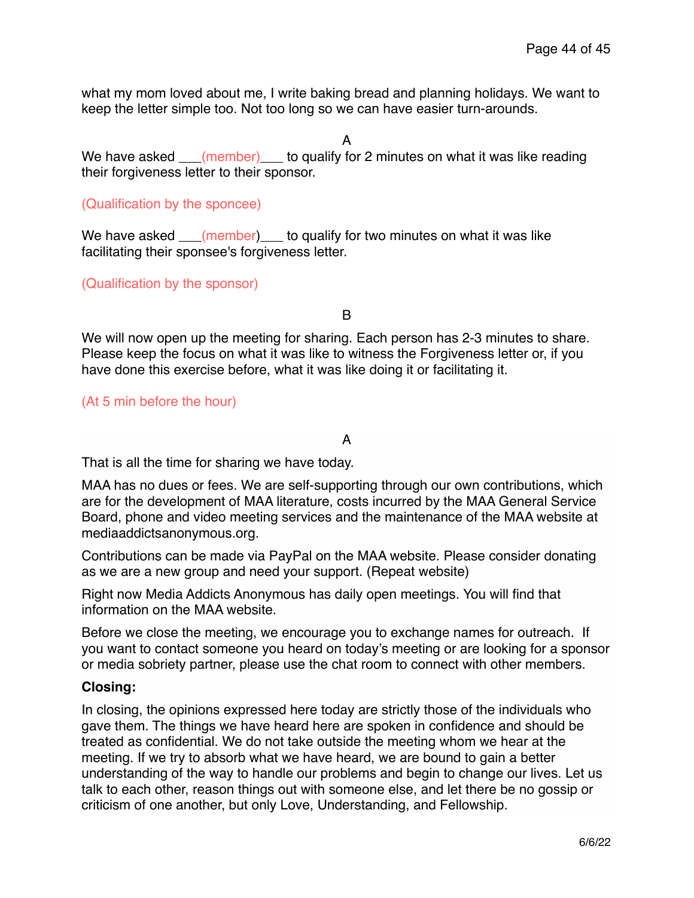what my mom loved about me, I write baking bread and planning holidays. We want to keep the letter simple too. Not too long so we can have easier turn-arounds.

A

We have asked ___(member)___ to qualify for 2 minutes on what it was like reading their forgiveness letter to their sponsor.

(Qualification by the sponcee)

We have asked ___(member)___ to qualify for two minutes on what it was like facilitating their sponsee's forgiveness letter.

(Qualification by the sponsor)

B

We will now open up the meeting for sharing. Each person has 2-3 minutes to share. Please keep the focus on what it was like to witness the Forgiveness letter or, if you have done this exercise before, what it was like doing it or facilitating it.

(At 5 min before the hour)

A

That is all the time for sharing we have today.

MAA has no dues or fees. We are self-supporting through our own contributions, which are for the development of MAA literature, costs incurred by the MAA General Service Board, phone and video meeting services and the maintenance of the MAA website at mediaaddictsanonymous.org.

Contributions can be made via PayPal on the MAA website. Please consider donating as we are a new group and need your support. (Repeat website)

Right now Media Addicts Anonymous has daily open meetings. You will find that information on the MAA website.

Before we close the meeting, we encourage you to exchange names for outreach. If you want to contact someone you heard on today's meeting or are looking for a sponsor or media sobriety partner, please use the chat room to connect with other members.

**Closing:**

In closing, the opinions expressed here today are strictly those of the individuals who gave them. The things we have heard here are spoken in confidence and should be treated as confidential. We do not take outside the meeting whom we hear at the meeting. If we try to absorb what we have heard, we are bound to gain a better understanding of the way to handle our problems and begin to change our lives. Let us talk to each other, reason things out with someone else, and let there be no gossip or criticism of one another, but only Love, Understanding, and Fellowship.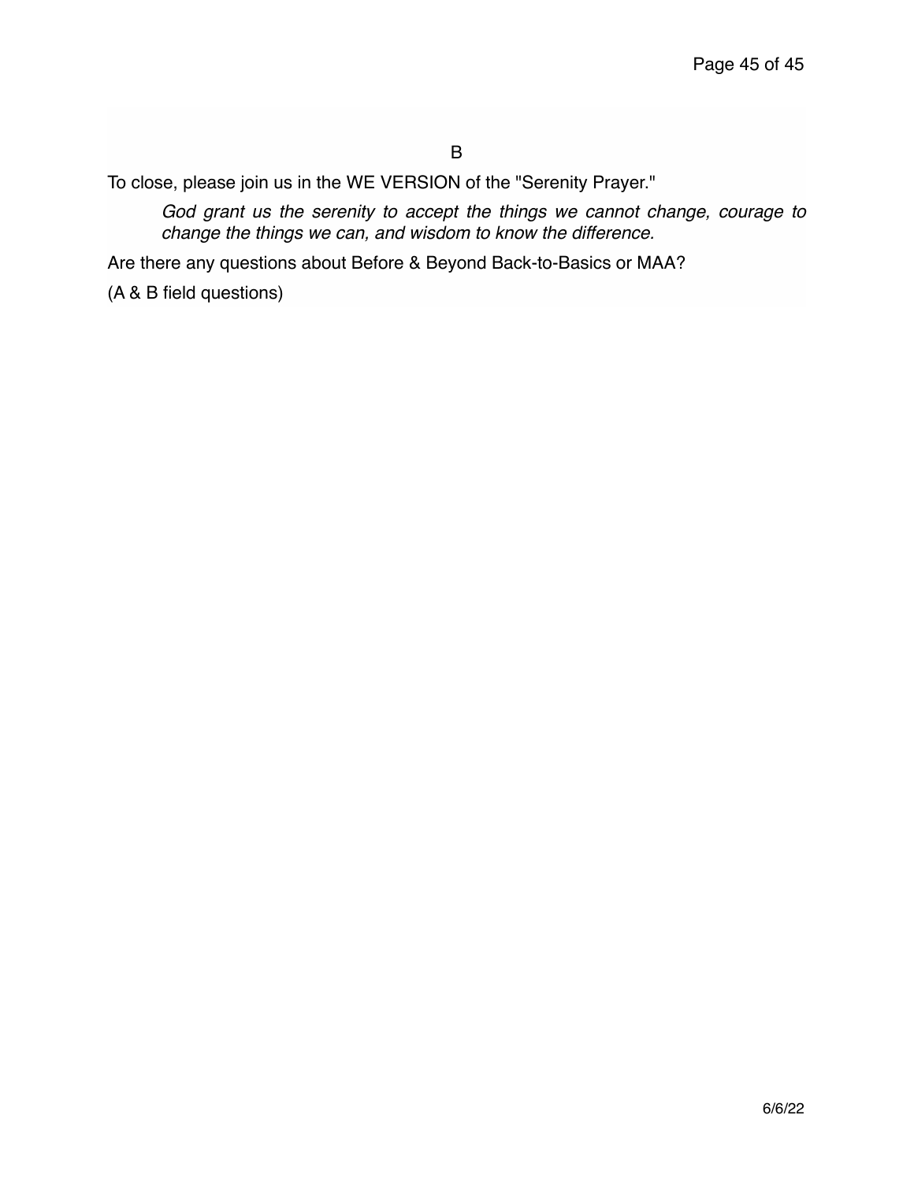B

To close, please join us in the WE VERSION of the "Serenity Prayer."

> *God grant us the serenity to accept the things we cannot change, courage to change the things we can, and wisdom to know the difference.*

Are there any questions about Before & Beyond Back-to-Basics or MAA?

(A & B field questions)

6/6/22